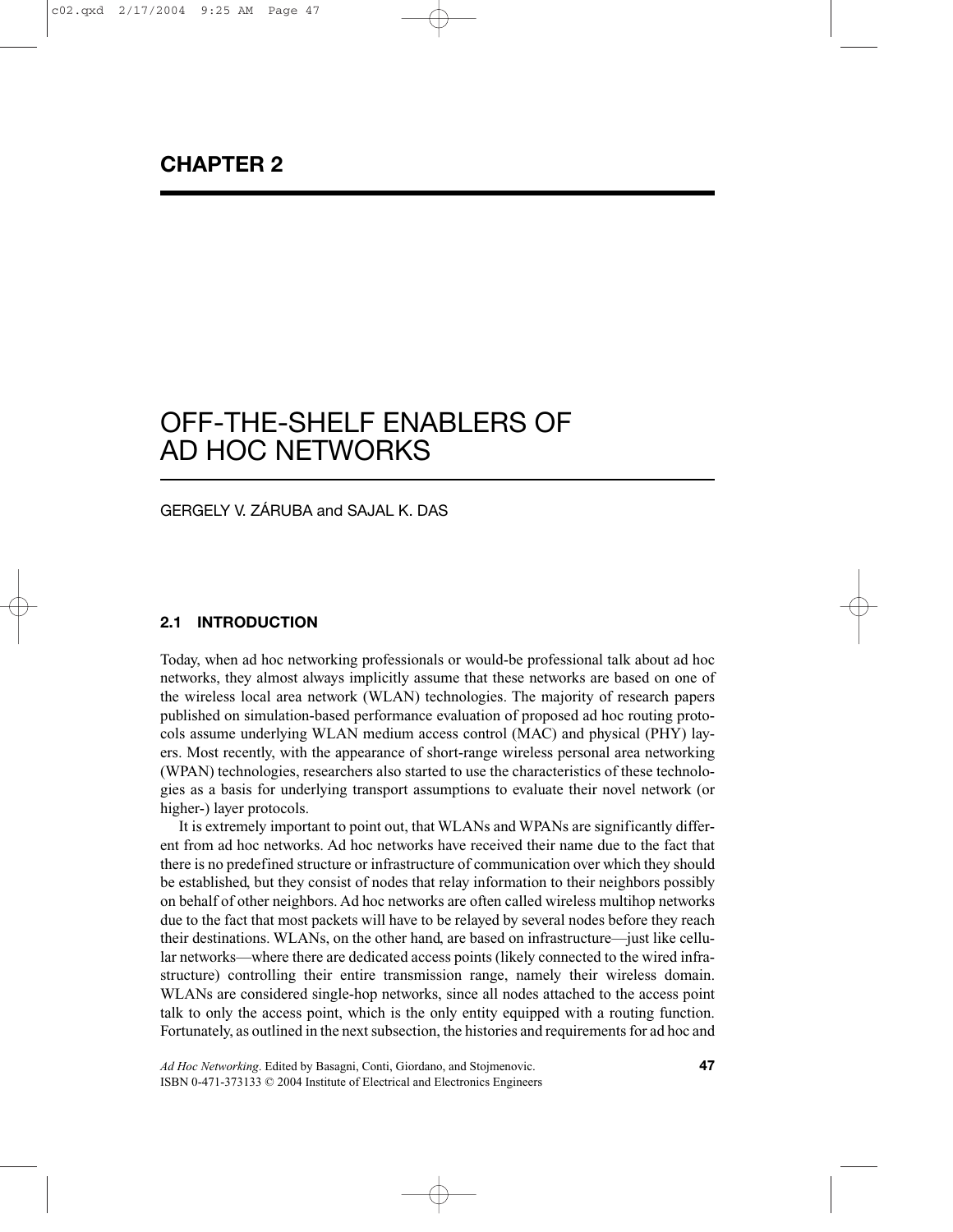# CHAPTER 2

# OFF-THE-SHELF ENABLERS OF AD HOC NETWORKS

GERGELY V. ZÁRUBA and SAJAL K. DAS

## 2.1 INTRODUCTION

Today, when ad hoc networking professionals or would-be professional talk about ad hoc networks, they almost always implicitly assume that these networks are based on one of the wireless local area network (WLAN) technologies. The majority of research papers published on simulation-based performance evaluation of proposed ad hoc routing protocols assume underlying WLAN medium access control (MAC) and physical (PHY) layers. Most recently, with the appearance of short-range wireless personal area networking (WPAN) technologies, researchers also started to use the characteristics of these technologies as a basis for underlying transport assumptions to evaluate their novel network (or higher-) layer protocols.

It is extremely important to point out, that WLANs and WPANs are significantly different from ad hoc networks. Ad hoc networks have received their name due to the fact that there is no predefined structure or infrastructure of communication over which they should be established, but they consist of nodes that relay information to their neighbors possibly on behalf of other neighbors. Ad hoc networks are often called wireless multihop networks due to the fact that most packets will have to be relayed by several nodes before they reach their destinations. WLANs, on the other hand, are based on infrastructure—just like cellular networks—where there are dedicated access points (likely connected to the wired infrastructure) controlling their entire transmission range, namely their wireless domain. WLANs are considered single-hop networks, since all nodes attached to the access point talk to only the access point, which is the only entity equipped with a routing function. Fortunately, as outlined in the next subsection, the histories and requirements for ad hoc and

*Ad Hoc Networking*. Edited by Basagni, Conti, Giordano, and Stojmenovic.
ISBN 0-471-373133 © 2004 Institute of Electrical and Electronics Engineers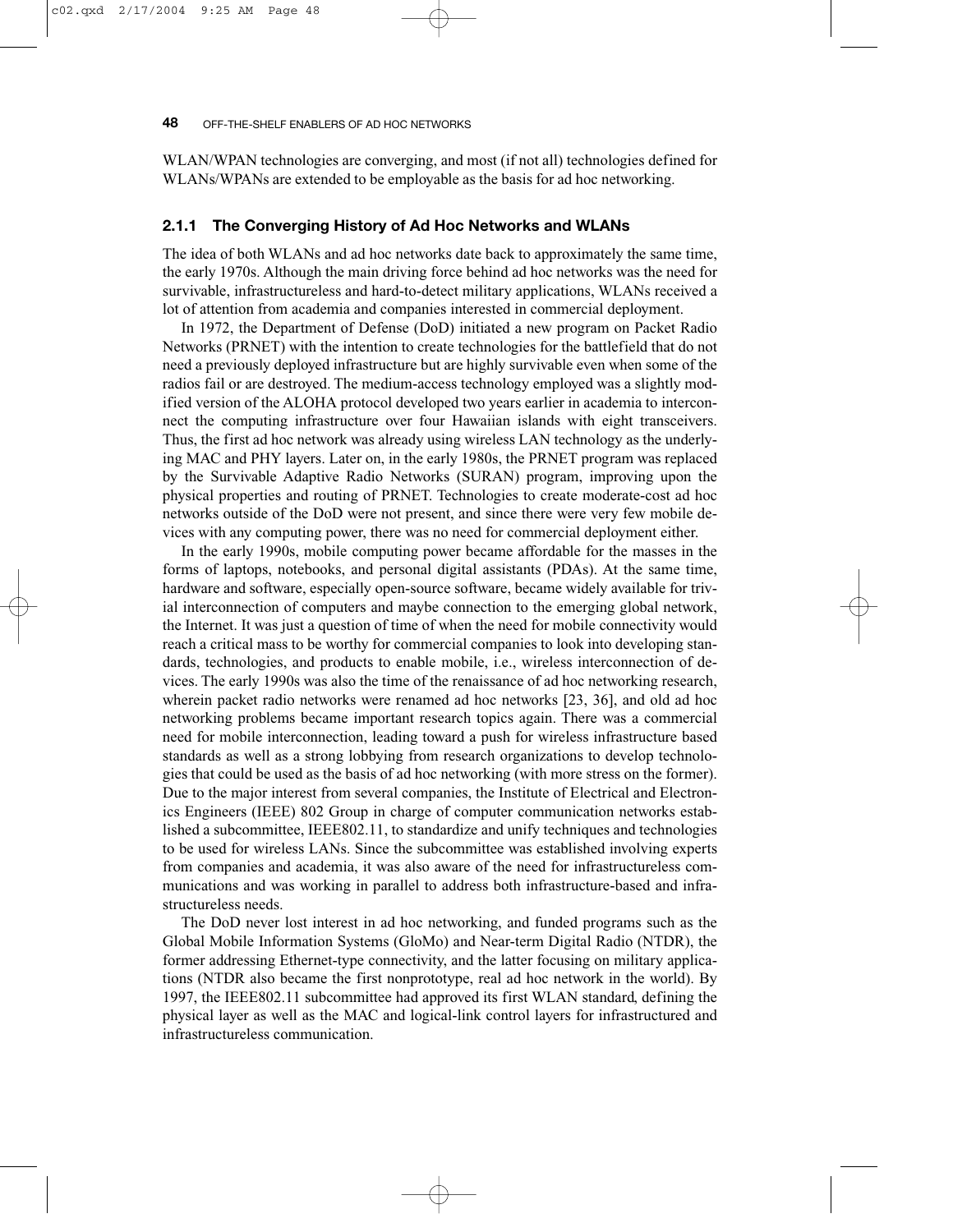WLAN/WPAN technologies are converging, and most (if not all) technologies defined for WLANs/WPANs are extended to be employable as the basis for ad hoc networking.

### 2.1.1 The Converging History of Ad Hoc Networks and WLANs

The idea of both WLANs and ad hoc networks date back to approximately the same time, the early 1970s. Although the main driving force behind ad hoc networks was the need for survivable, infrastructureless and hard-to-detect military applications, WLANs received a lot of attention from academia and companies interested in commercial deployment.

In 1972, the Department of Defense (DoD) initiated a new program on Packet Radio Networks (PRNET) with the intention to create technologies for the battlefield that do not need a previously deployed infrastructure but are highly survivable even when some of the radios fail or are destroyed. The medium-access technology employed was a slightly modified version of the ALOHA protocol developed two years earlier in academia to interconnect the computing infrastructure over four Hawaiian islands with eight transceivers. Thus, the first ad hoc network was already using wireless LAN technology as the underlying MAC and PHY layers. Later on, in the early 1980s, the PRNET program was replaced by the Survivable Adaptive Radio Networks (SURAN) program, improving upon the physical properties and routing of PRNET. Technologies to create moderate-cost ad hoc networks outside of the DoD were not present, and since there were very few mobile devices with any computing power, there was no need for commercial deployment either.

In the early 1990s, mobile computing power became affordable for the masses in the forms of laptops, notebooks, and personal digital assistants (PDAs). At the same time, hardware and software, especially open-source software, became widely available for trivial interconnection of computers and maybe connection to the emerging global network, the Internet. It was just a question of time of when the need for mobile connectivity would reach a critical mass to be worthy for commercial companies to look into developing standards, technologies, and products to enable mobile, i.e., wireless interconnection of devices. The early 1990s was also the time of the renaissance of ad hoc networking research, wherein packet radio networks were renamed ad hoc networks [23, 36], and old ad hoc networking problems became important research topics again. There was a commercial need for mobile interconnection, leading toward a push for wireless infrastructure based standards as well as a strong lobbying from research organizations to develop technologies that could be used as the basis of ad hoc networking (with more stress on the former). Due to the major interest from several companies, the Institute of Electrical and Electronics Engineers (IEEE) 802 Group in charge of computer communication networks established a subcommittee, IEEE802.11, to standardize and unify techniques and technologies to be used for wireless LANs. Since the subcommittee was established involving experts from companies and academia, it was also aware of the need for infrastructureless communications and was working in parallel to address both infrastructure-based and infrastructureless needs.

The DoD never lost interest in ad hoc networking, and funded programs such as the Global Mobile Information Systems (GloMo) and Near-term Digital Radio (NTDR), the former addressing Ethernet-type connectivity, and the latter focusing on military applications (NTDR also became the first nonprototype, real ad hoc network in the world). By 1997, the IEEE802.11 subcommittee had approved its first WLAN standard, defining the physical layer as well as the MAC and logical-link control layers for infrastructured and infrastructureless communication.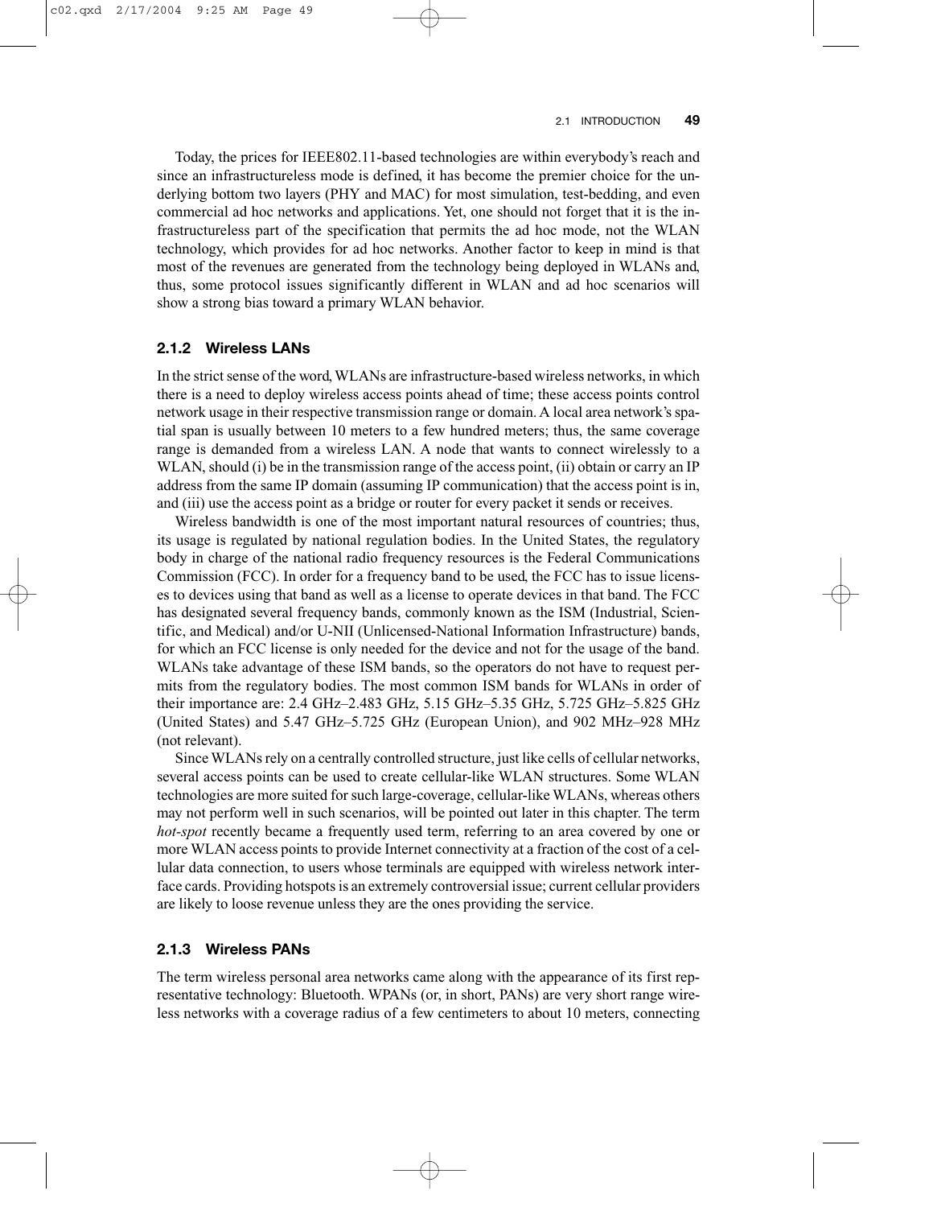Today, the prices for IEEE802.11-based technologies are within everybody's reach and since an infrastructureless mode is defined, it has become the premier choice for the underlying bottom two layers (PHY and MAC) for most simulation, test-bedding, and even commercial ad hoc networks and applications. Yet, one should not forget that it is the infrastructureless part of the specification that permits the ad hoc mode, not the WLAN technology, which provides for ad hoc networks. Another factor to keep in mind is that most of the revenues are generated from the technology being deployed in WLANs and, thus, some protocol issues significantly different in WLAN and ad hoc scenarios will show a strong bias toward a primary WLAN behavior.

### 2.1.2 Wireless LANs

In the strict sense of the word, WLANs are infrastructure-based wireless networks, in which there is a need to deploy wireless access points ahead of time; these access points control network usage in their respective transmission range or domain. A local area network's spatial span is usually between 10 meters to a few hundred meters; thus, the same coverage range is demanded from a wireless LAN. A node that wants to connect wirelessly to a WLAN, should (i) be in the transmission range of the access point, (ii) obtain or carry an IP address from the same IP domain (assuming IP communication) that the access point is in, and (iii) use the access point as a bridge or router for every packet it sends or receives.

Wireless bandwidth is one of the most important natural resources of countries; thus, its usage is regulated by national regulation bodies. In the United States, the regulatory body in charge of the national radio frequency resources is the Federal Communications Commission (FCC). In order for a frequency band to be used, the FCC has to issue licenses to devices using that band as well as a license to operate devices in that band. The FCC has designated several frequency bands, commonly known as the ISM (Industrial, Scientific, and Medical) and/or U-NII (Unlicensed-National Information Infrastructure) bands, for which an FCC license is only needed for the device and not for the usage of the band. WLANs take advantage of these ISM bands, so the operators do not have to request permits from the regulatory bodies. The most common ISM bands for WLANs in order of their importance are: 2.4 GHz–2.483 GHz, 5.15 GHz–5.35 GHz, 5.725 GHz–5.825 GHz (United States) and 5.47 GHz–5.725 GHz (European Union), and 902 MHz–928 MHz (not relevant).

Since WLANs rely on a centrally controlled structure, just like cells of cellular networks, several access points can be used to create cellular-like WLAN structures. Some WLAN technologies are more suited for such large-coverage, cellular-like WLANs, whereas others may not perform well in such scenarios, will be pointed out later in this chapter. The term *hot-spot* recently became a frequently used term, referring to an area covered by one or more WLAN access points to provide Internet connectivity at a fraction of the cost of a cellular data connection, to users whose terminals are equipped with wireless network interface cards. Providing hotspots is an extremely controversial issue; current cellular providers are likely to loose revenue unless they are the ones providing the service.

### 2.1.3 Wireless PANs

The term wireless personal area networks came along with the appearance of its first representative technology: Bluetooth. WPANs (or, in short, PANs) are very short range wireless networks with a coverage radius of a few centimeters to about 10 meters, connecting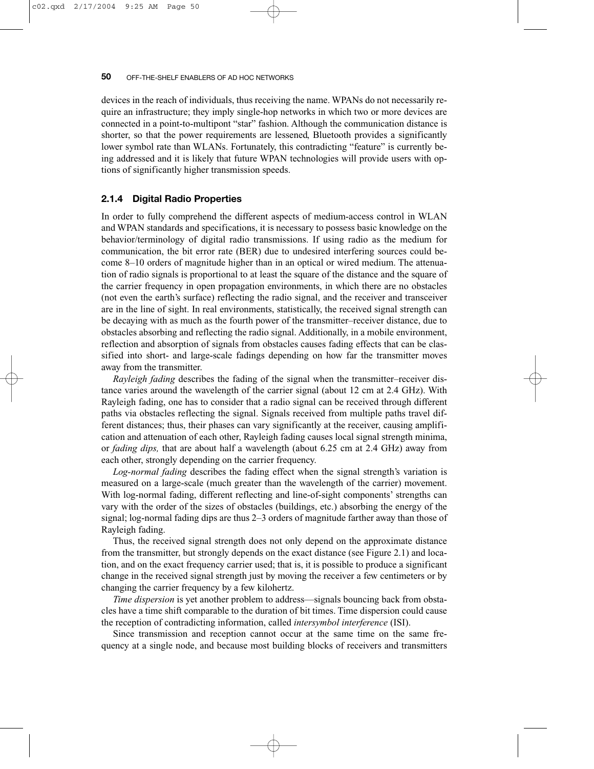devices in the reach of individuals, thus receiving the name. WPANs do not necessarily require an infrastructure; they imply single-hop networks in which two or more devices are connected in a point-to-multipont "star" fashion. Although the communication distance is shorter, so that the power requirements are lessened, Bluetooth provides a significantly lower symbol rate than WLANs. Fortunately, this contradicting "feature" is currently being addressed and it is likely that future WPAN technologies will provide users with options of significantly higher transmission speeds.

### 2.1.4 Digital Radio Properties

In order to fully comprehend the different aspects of medium-access control in WLAN and WPAN standards and specifications, it is necessary to possess basic knowledge on the behavior/terminology of digital radio transmissions. If using radio as the medium for communication, the bit error rate (BER) due to undesired interfering sources could become 8–10 orders of magnitude higher than in an optical or wired medium. The attenuation of radio signals is proportional to at least the square of the distance and the square of the carrier frequency in open propagation environments, in which there are no obstacles (not even the earth's surface) reflecting the radio signal, and the receiver and transceiver are in the line of sight. In real environments, statistically, the received signal strength can be decaying with as much as the fourth power of the transmitter–receiver distance, due to obstacles absorbing and reflecting the radio signal. Additionally, in a mobile environment, reflection and absorption of signals from obstacles causes fading effects that can be classified into short- and large-scale fadings depending on how far the transmitter moves away from the transmitter.

*Rayleigh fading* describes the fading of the signal when the transmitter–receiver distance varies around the wavelength of the carrier signal (about 12 cm at 2.4 GHz). With Rayleigh fading, one has to consider that a radio signal can be received through different paths via obstacles reflecting the signal. Signals received from multiple paths travel different distances; thus, their phases can vary significantly at the receiver, causing amplification and attenuation of each other, Rayleigh fading causes local signal strength minima, or *fading dips,* that are about half a wavelength (about 6.25 cm at 2.4 GHz) away from each other, strongly depending on the carrier frequency.

*Log-normal fading* describes the fading effect when the signal strength's variation is measured on a large-scale (much greater than the wavelength of the carrier) movement. With log-normal fading, different reflecting and line-of-sight components' strengths can vary with the order of the sizes of obstacles (buildings, etc.) absorbing the energy of the signal; log-normal fading dips are thus 2–3 orders of magnitude farther away than those of Rayleigh fading.

Thus, the received signal strength does not only depend on the approximate distance from the transmitter, but strongly depends on the exact distance (see Figure 2.1) and location, and on the exact frequency carrier used; that is, it is possible to produce a significant change in the received signal strength just by moving the receiver a few centimeters or by changing the carrier frequency by a few kilohertz.

*Time dispersion* is yet another problem to address—signals bouncing back from obstacles have a time shift comparable to the duration of bit times. Time dispersion could cause the reception of contradicting information, called *intersymbol interference* (ISI).

Since transmission and reception cannot occur at the same time on the same frequency at a single node, and because most building blocks of receivers and transmitters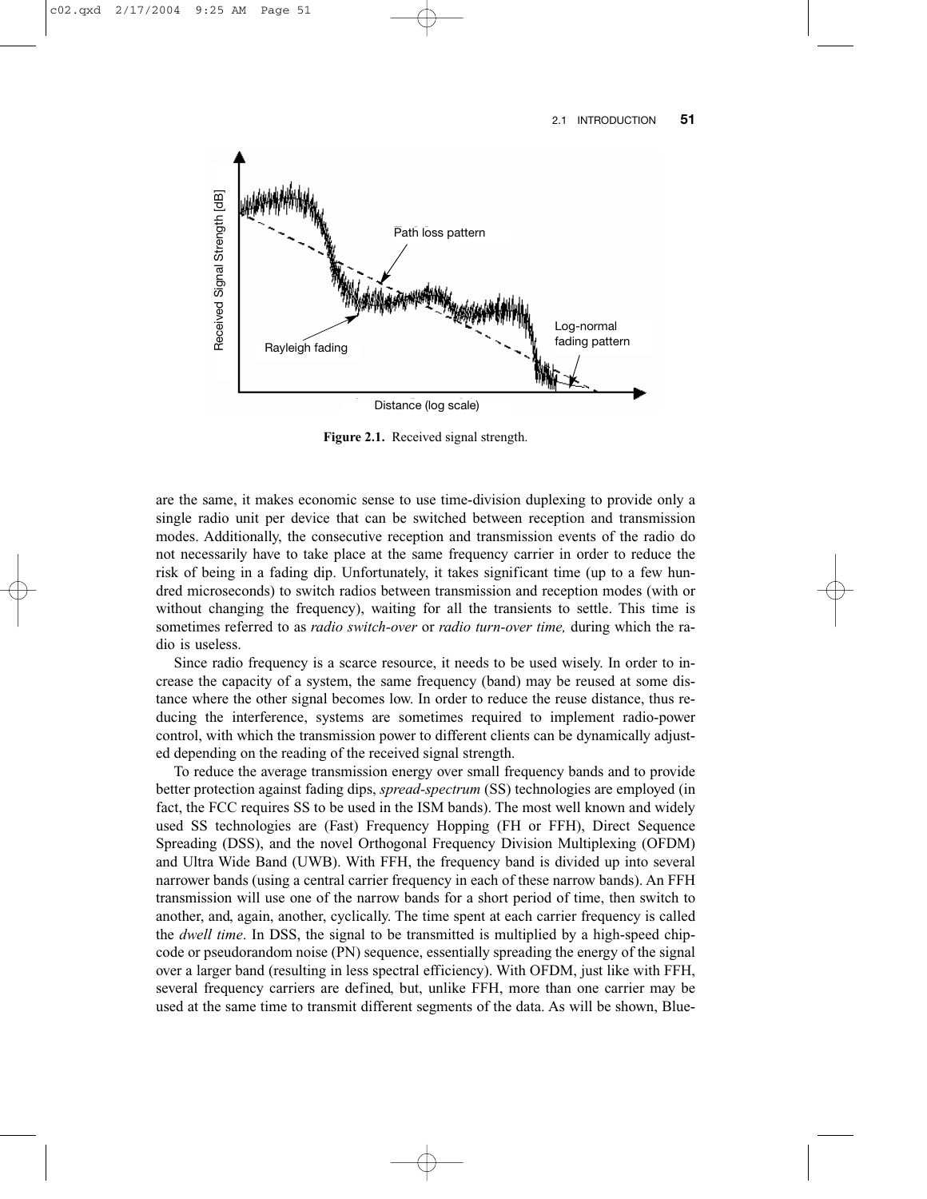Received Signal Strength [dB]

Path loss pattern

Log-normal fading pattern

Rayleigh fading

Distance (log scale)

**Figure 2.1.** Received signal strength.

are the same, it makes economic sense to use time-division duplexing to provide only a single radio unit per device that can be switched between reception and transmission modes. Additionally, the consecutive reception and transmission events of the radio do not necessarily have to take place at the same frequency carrier in order to reduce the risk of being in a fading dip. Unfortunately, it takes significant time (up to a few hundred microseconds) to switch radios between transmission and reception modes (with or without changing the frequency), waiting for all the transients to settle. This time is sometimes referred to as *radio switch-over* or *radio turn-over time,* during which the radio is useless.

Since radio frequency is a scarce resource, it needs to be used wisely. In order to increase the capacity of a system, the same frequency (band) may be reused at some distance where the other signal becomes low. In order to reduce the reuse distance, thus reducing the interference, systems are sometimes required to implement radio-power control, with which the transmission power to different clients can be dynamically adjusted depending on the reading of the received signal strength.

To reduce the average transmission energy over small frequency bands and to provide better protection against fading dips, *spread-spectrum* (SS) technologies are employed (in fact, the FCC requires SS to be used in the ISM bands). The most well known and widely used SS technologies are (Fast) Frequency Hopping (FH or FFH), Direct Sequence Spreading (DSS), and the novel Orthogonal Frequency Division Multiplexing (OFDM) and Ultra Wide Band (UWB). With FFH, the frequency band is divided up into several narrower bands (using a central carrier frequency in each of these narrow bands). An FFH transmission will use one of the narrow bands for a short period of time, then switch to another, and, again, another, cyclically. The time spent at each carrier frequency is called the *dwell time*. In DSS, the signal to be transmitted is multiplied by a high-speed chipcode or pseudorandom noise (PN) sequence, essentially spreading the energy of the signal over a larger band (resulting in less spectral efficiency). With OFDM, just like with FFH, several frequency carriers are defined, but, unlike FFH, more than one carrier may be used at the same time to transmit different segments of the data. As will be shown, Blue-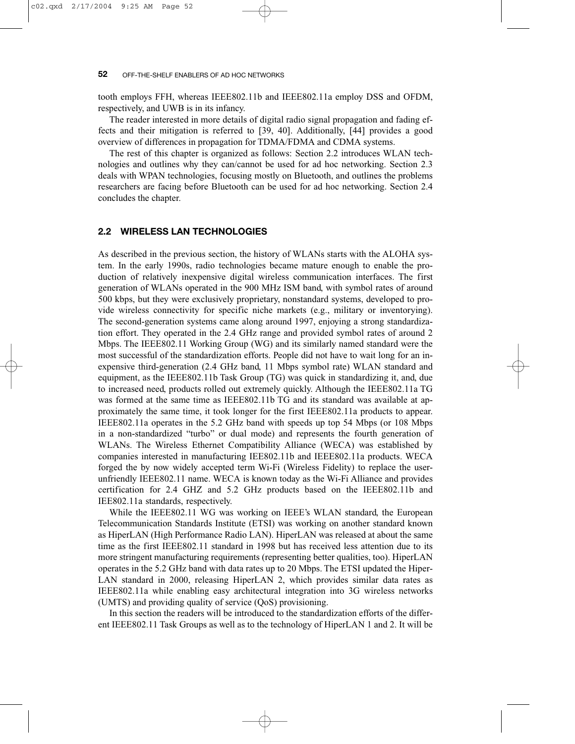tooth employs FFH, whereas IEEE802.11b and IEEE802.11a employ DSS and OFDM, respectively, and UWB is in its infancy.

The reader interested in more details of digital radio signal propagation and fading effects and their mitigation is referred to [39, 40]. Additionally, [44] provides a good overview of differences in propagation for TDMA/FDMA and CDMA systems.

The rest of this chapter is organized as follows: Section 2.2 introduces WLAN technologies and outlines why they can/cannot be used for ad hoc networking. Section 2.3 deals with WPAN technologies, focusing mostly on Bluetooth, and outlines the problems researchers are facing before Bluetooth can be used for ad hoc networking. Section 2.4 concludes the chapter.

## 2.2 WIRELESS LAN TECHNOLOGIES

As described in the previous section, the history of WLANs starts with the ALOHA system. In the early 1990s, radio technologies became mature enough to enable the production of relatively inexpensive digital wireless communication interfaces. The first generation of WLANs operated in the 900 MHz ISM band, with symbol rates of around 500 kbps, but they were exclusively proprietary, nonstandard systems, developed to provide wireless connectivity for specific niche markets (e.g., military or inventorying). The second-generation systems came along around 1997, enjoying a strong standardization effort. They operated in the 2.4 GHz range and provided symbol rates of around 2 Mbps. The IEEE802.11 Working Group (WG) and its similarly named standard were the most successful of the standardization efforts. People did not have to wait long for an inexpensive third-generation (2.4 GHz band, 11 Mbps symbol rate) WLAN standard and equipment, as the IEEE802.11b Task Group (TG) was quick in standardizing it, and, due to increased need, products rolled out extremely quickly. Although the IEEE802.11a TG was formed at the same time as IEEE802.11b TG and its standard was available at approximately the same time, it took longer for the first IEEE802.11a products to appear. IEEE802.11a operates in the 5.2 GHz band with speeds up top 54 Mbps (or 108 Mbps in a non-standardized "turbo" or dual mode) and represents the fourth generation of WLANs. The Wireless Ethernet Compatibility Alliance (WECA) was established by companies interested in manufacturing IEE802.11b and IEEE802.11a products. WECA forged the by now widely accepted term Wi-Fi (Wireless Fidelity) to replace the user-unfriendly IEEE802.11 name. WECA is known today as the Wi-Fi Alliance and provides certification for 2.4 GHZ and 5.2 GHz products based on the IEEE802.11b and IEE802.11a standards, respectively.

While the IEEE802.11 WG was working on IEEE's WLAN standard, the European Telecommunication Standards Institute (ETSI) was working on another standard known as HiperLAN (High Performance Radio LAN). HiperLAN was released at about the same time as the first IEEE802.11 standard in 1998 but has received less attention due to its more stringent manufacturing requirements (representing better qualities, too). HiperLAN operates in the 5.2 GHz band with data rates up to 20 Mbps. The ETSI updated the HiperLAN standard in 2000, releasing HiperLAN 2, which provides similar data rates as IEEE802.11a while enabling easy architectural integration into 3G wireless networks (UMTS) and providing quality of service (QoS) provisioning.

In this section the readers will be introduced to the standardization efforts of the different IEEE802.11 Task Groups as well as to the technology of HiperLAN 1 and 2. It will be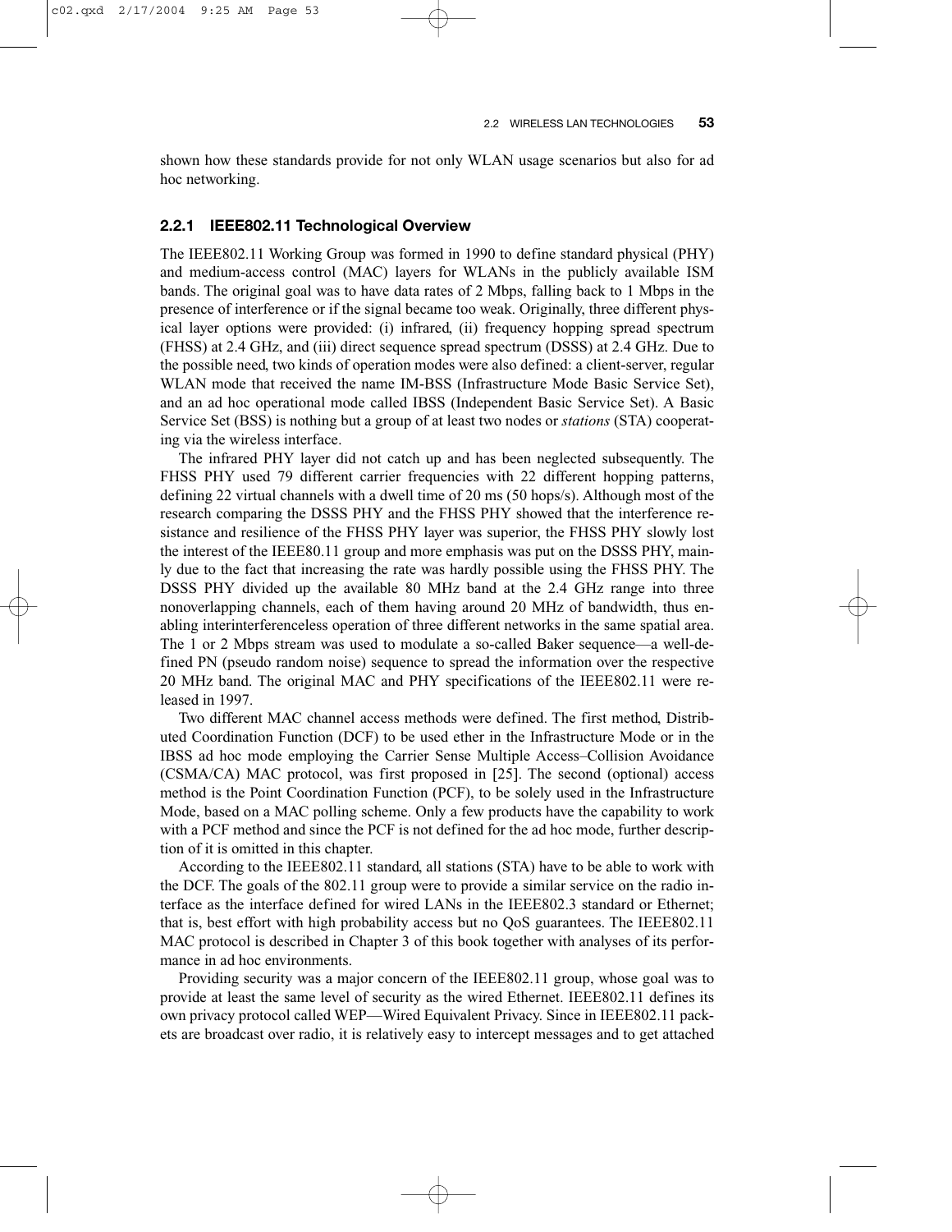shown how these standards provide for not only WLAN usage scenarios but also for ad hoc networking.

### 2.2.1 IEEE802.11 Technological Overview

The IEEE802.11 Working Group was formed in 1990 to define standard physical (PHY) and medium-access control (MAC) layers for WLANs in the publicly available ISM bands. The original goal was to have data rates of 2 Mbps, falling back to 1 Mbps in the presence of interference or if the signal became too weak. Originally, three different physical layer options were provided: (i) infrared, (ii) frequency hopping spread spectrum (FHSS) at 2.4 GHz, and (iii) direct sequence spread spectrum (DSSS) at 2.4 GHz. Due to the possible need, two kinds of operation modes were also defined: a client-server, regular WLAN mode that received the name IM-BSS (Infrastructure Mode Basic Service Set), and an ad hoc operational mode called IBSS (Independent Basic Service Set). A Basic Service Set (BSS) is nothing but a group of at least two nodes or *stations* (STA) cooperating via the wireless interface.

The infrared PHY layer did not catch up and has been neglected subsequently. The FHSS PHY used 79 different carrier frequencies with 22 different hopping patterns, defining 22 virtual channels with a dwell time of 20 ms (50 hops/s). Although most of the research comparing the DSSS PHY and the FHSS PHY showed that the interference resistance and resilience of the FHSS PHY layer was superior, the FHSS PHY slowly lost the interest of the IEEE80.11 group and more emphasis was put on the DSSS PHY, mainly due to the fact that increasing the rate was hardly possible using the FHSS PHY. The DSSS PHY divided up the available 80 MHz band at the 2.4 GHz range into three nonoverlapping channels, each of them having around 20 MHz of bandwidth, thus enabling interinterferenceless operation of three different networks in the same spatial area. The 1 or 2 Mbps stream was used to modulate a so-called Baker sequence—a well-defined PN (pseudo random noise) sequence to spread the information over the respective 20 MHz band. The original MAC and PHY specifications of the IEEE802.11 were released in 1997.

Two different MAC channel access methods were defined. The first method, Distributed Coordination Function (DCF) to be used ether in the Infrastructure Mode or in the IBSS ad hoc mode employing the Carrier Sense Multiple Access–Collision Avoidance (CSMA/CA) MAC protocol, was first proposed in [25]. The second (optional) access method is the Point Coordination Function (PCF), to be solely used in the Infrastructure Mode, based on a MAC polling scheme. Only a few products have the capability to work with a PCF method and since the PCF is not defined for the ad hoc mode, further description of it is omitted in this chapter.

According to the IEEE802.11 standard, all stations (STA) have to be able to work with the DCF. The goals of the 802.11 group were to provide a similar service on the radio interface as the interface defined for wired LANs in the IEEE802.3 standard or Ethernet; that is, best effort with high probability access but no QoS guarantees. The IEEE802.11 MAC protocol is described in Chapter 3 of this book together with analyses of its performance in ad hoc environments.

Providing security was a major concern of the IEEE802.11 group, whose goal was to provide at least the same level of security as the wired Ethernet. IEEE802.11 defines its own privacy protocol called WEP—Wired Equivalent Privacy. Since in IEEE802.11 packets are broadcast over radio, it is relatively easy to intercept messages and to get attached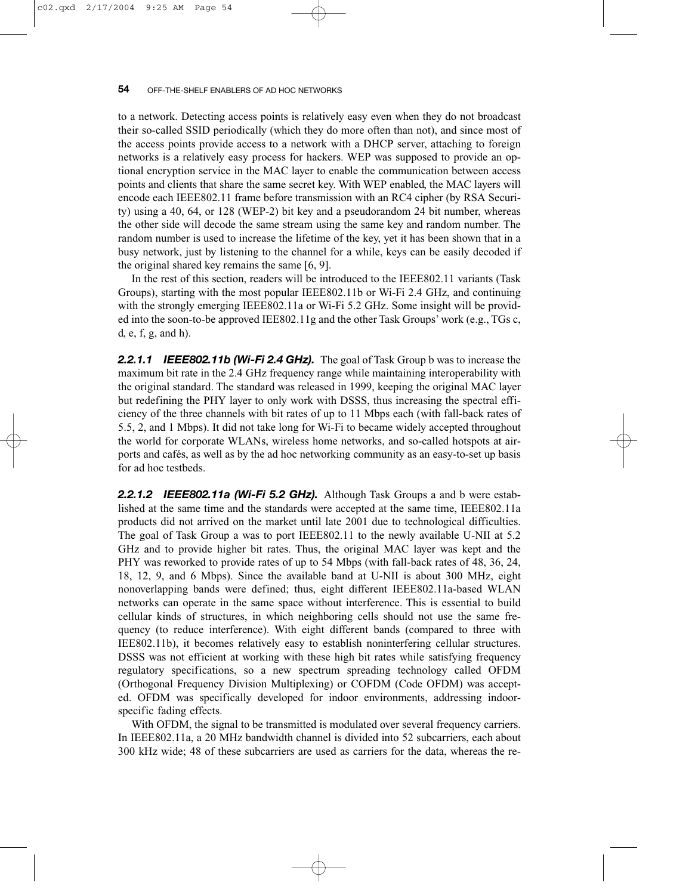to a network. Detecting access points is relatively easy even when they do not broadcast their so-called SSID periodically (which they do more often than not), and since most of the access points provide access to a network with a DHCP server, attaching to foreign networks is a relatively easy process for hackers. WEP was supposed to provide an optional encryption service in the MAC layer to enable the communication between access points and clients that share the same secret key. With WEP enabled, the MAC layers will encode each IEEE802.11 frame before transmission with an RC4 cipher (by RSA Security) using a 40, 64, or 128 (WEP-2) bit key and a pseudorandom 24 bit number, whereas the other side will decode the same stream using the same key and random number. The random number is used to increase the lifetime of the key, yet it has been shown that in a busy network, just by listening to the channel for a while, keys can be easily decoded if the original shared key remains the same [6, 9].

In the rest of this section, readers will be introduced to the IEEE802.11 variants (Task Groups), starting with the most popular IEEE802.11b or Wi-Fi 2.4 GHz, and continuing with the strongly emerging IEEE802.11a or Wi-Fi 5.2 GHz. Some insight will be provided into the soon-to-be approved IEE802.11g and the other Task Groups' work (e.g., TGs c, d, e, f, g, and h).

#### 2.2.1.1 IEEE802.11b (Wi-Fi 2.4 GHz).

The goal of Task Group b was to increase the maximum bit rate in the 2.4 GHz frequency range while maintaining interoperability with the original standard. The standard was released in 1999, keeping the original MAC layer but redefining the PHY layer to only work with DSSS, thus increasing the spectral efficiency of the three channels with bit rates of up to 11 Mbps each (with fall-back rates of 5.5, 2, and 1 Mbps). It did not take long for Wi-Fi to became widely accepted throughout the world for corporate WLANs, wireless home networks, and so-called hotspots at airports and cafés, as well as by the ad hoc networking community as an easy-to-set up basis for ad hoc testbeds.

#### 2.2.1.2 IEEE802.11a (Wi-Fi 5.2 GHz).

Although Task Groups a and b were established at the same time and the standards were accepted at the same time, IEEE802.11a products did not arrived on the market until late 2001 due to technological difficulties. The goal of Task Group a was to port IEEE802.11 to the newly available U-NII at 5.2 GHz and to provide higher bit rates. Thus, the original MAC layer was kept and the PHY was reworked to provide rates of up to 54 Mbps (with fall-back rates of 48, 36, 24, 18, 12, 9, and 6 Mbps). Since the available band at U-NII is about 300 MHz, eight nonoverlapping bands were defined; thus, eight different IEEE802.11a-based WLAN networks can operate in the same space without interference. This is essential to build cellular kinds of structures, in which neighboring cells should not use the same frequency (to reduce interference). With eight different bands (compared to three with IEE802.11b), it becomes relatively easy to establish noninterfering cellular structures. DSSS was not efficient at working with these high bit rates while satisfying frequency regulatory specifications, so a new spectrum spreading technology called OFDM (Orthogonal Frequency Division Multiplexing) or COFDM (Code OFDM) was accepted. OFDM was specifically developed for indoor environments, addressing indoor-specific fading effects.

With OFDM, the signal to be transmitted is modulated over several frequency carriers. In IEEE802.11a, a 20 MHz bandwidth channel is divided into 52 subcarriers, each about 300 kHz wide; 48 of these subcarriers are used as carriers for the data, whereas the re-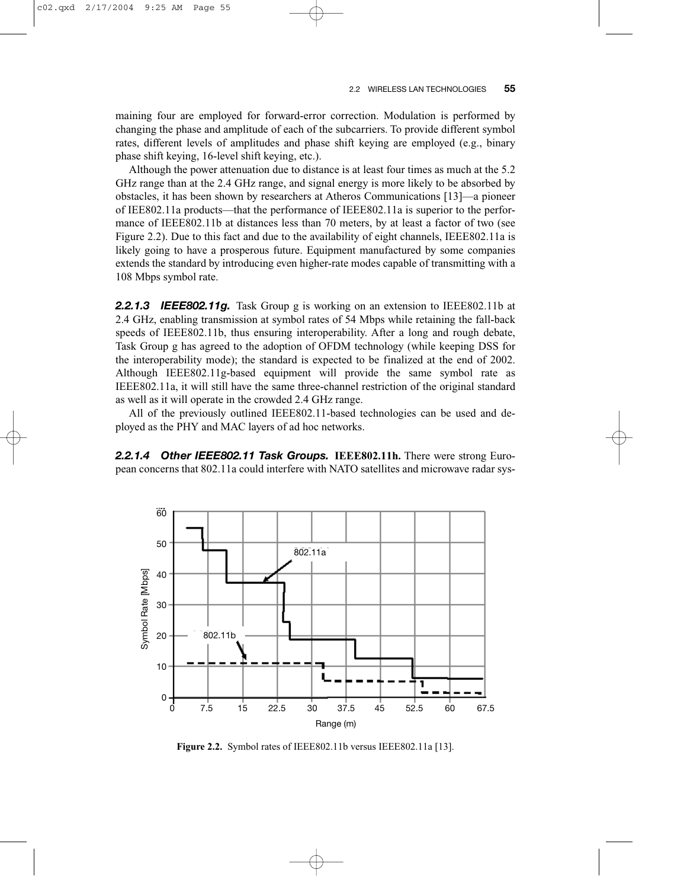maining four are employed for forward-error correction. Modulation is performed by changing the phase and amplitude of each of the subcarriers. To provide different symbol rates, different levels of amplitudes and phase shift keying are employed (e.g., binary phase shift keying, 16-level shift keying, etc.).

Although the power attenuation due to distance is at least four times as much at the 5.2 GHz range than at the 2.4 GHz range, and signal energy is more likely to be absorbed by obstacles, it has been shown by researchers at Atheros Communications [13]—a pioneer of IEE802.11a products—that the performance of IEEE802.11a is superior to the performance of IEEE802.11b at distances less than 70 meters, by at least a factor of two (see Figure 2.2). Due to this fact and due to the availability of eight channels, IEEE802.11a is likely going to have a prosperous future. Equipment manufactured by some companies extends the standard by introducing even higher-rate modes capable of transmitting with a 108 Mbps symbol rate.

***2.2.1.3 IEEE802.11g.*** Task Group g is working on an extension to IEEE802.11b at 2.4 GHz, enabling transmission at symbol rates of 54 Mbps while retaining the fall-back speeds of IEEE802.11b, thus ensuring interoperability. After a long and rough debate, Task Group g has agreed to the adoption of OFDM technology (while keeping DSS for the interoperability mode); the standard is expected to be finalized at the end of 2002. Although IEEE802.11g-based equipment will provide the same symbol rate as IEEE802.11a, it will still have the same three-channel restriction of the original standard as well as it will operate in the crowded 2.4 GHz range.

All of the previously outlined IEEE802.11-based technologies can be used and deployed as the PHY and MAC layers of ad hoc networks.

***2.2.1.4 Other IEEE802.11 Task Groups.*** **IEEE802.11h.** There were strong European concerns that 802.11a could interfere with NATO satellites and microwave radar sys-

**Figure 2.2.** Symbol rates of IEEE802.11b versus IEEE802.11a [13].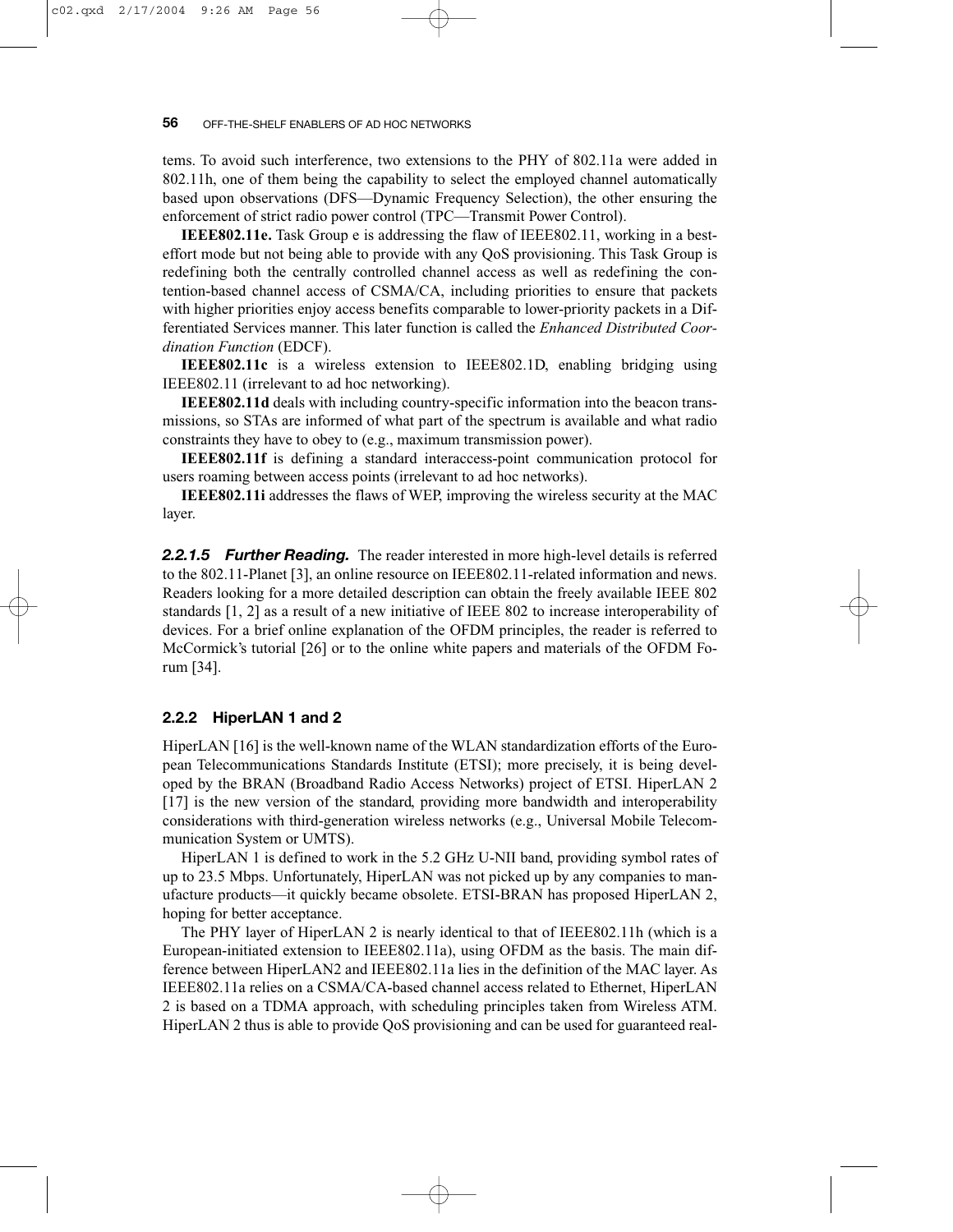tems. To avoid such interference, two extensions to the PHY of 802.11a were added in 802.11h, one of them being the capability to select the employed channel automatically based upon observations (DFS—Dynamic Frequency Selection), the other ensuring the enforcement of strict radio power control (TPC—Transmit Power Control).

**IEEE802.11e.** Task Group e is addressing the flaw of IEEE802.11, working in a best-effort mode but not being able to provide with any QoS provisioning. This Task Group is redefining both the centrally controlled channel access as well as redefining the contention-based channel access of CSMA/CA, including priorities to ensure that packets with higher priorities enjoy access benefits comparable to lower-priority packets in a Differentiated Services manner. This later function is called the *Enhanced Distributed Coordination Function* (EDCF).

**IEEE802.11c** is a wireless extension to IEEE802.1D, enabling bridging using IEEE802.11 (irrelevant to ad hoc networking).

**IEEE802.11d** deals with including country-specific information into the beacon transmissions, so STAs are informed of what part of the spectrum is available and what radio constraints they have to obey to (e.g., maximum transmission power).

**IEEE802.11f** is defining a standard interaccess-point communication protocol for users roaming between access points (irrelevant to ad hoc networks).

**IEEE802.11i** addresses the flaws of WEP, improving the wireless security at the MAC layer.

***2.2.1.5 Further Reading.*** The reader interested in more high-level details is referred to the 802.11-Planet [3], an online resource on IEEE802.11-related information and news. Readers looking for a more detailed description can obtain the freely available IEEE 802 standards [1, 2] as a result of a new initiative of IEEE 802 to increase interoperability of devices. For a brief online explanation of the OFDM principles, the reader is referred to McCormick's tutorial [26] or to the online white papers and materials of the OFDM Forum [34].

### 2.2.2 HiperLAN 1 and 2

HiperLAN [16] is the well-known name of the WLAN standardization efforts of the European Telecommunications Standards Institute (ETSI); more precisely, it is being developed by the BRAN (Broadband Radio Access Networks) project of ETSI. HiperLAN 2 [17] is the new version of the standard, providing more bandwidth and interoperability considerations with third-generation wireless networks (e.g., Universal Mobile Telecommunication System or UMTS).

HiperLAN 1 is defined to work in the 5.2 GHz U-NII band, providing symbol rates of up to 23.5 Mbps. Unfortunately, HiperLAN was not picked up by any companies to manufacture products—it quickly became obsolete. ETSI-BRAN has proposed HiperLAN 2, hoping for better acceptance.

The PHY layer of HiperLAN 2 is nearly identical to that of IEEE802.11h (which is a European-initiated extension to IEEE802.11a), using OFDM as the basis. The main difference between HiperLAN2 and IEEE802.11a lies in the definition of the MAC layer. As IEEE802.11a relies on a CSMA/CA-based channel access related to Ethernet, HiperLAN 2 is based on a TDMA approach, with scheduling principles taken from Wireless ATM. HiperLAN 2 thus is able to provide QoS provisioning and can be used for guaranteed real-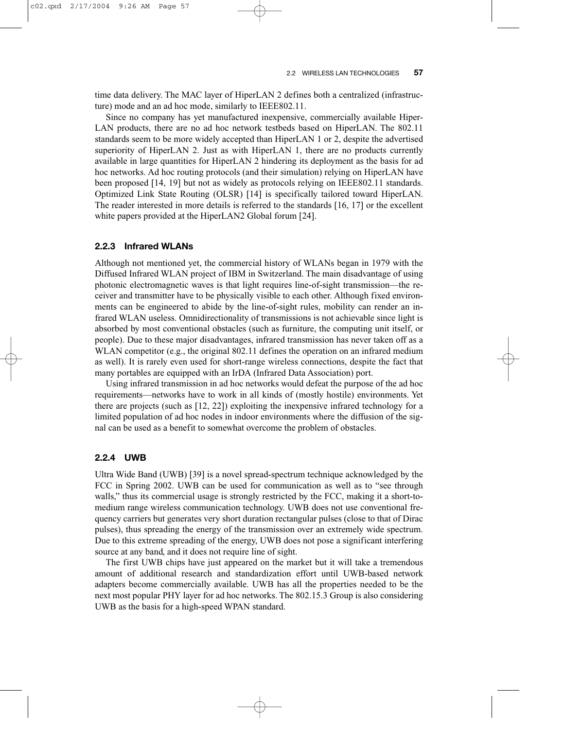time data delivery. The MAC layer of HiperLAN 2 defines both a centralized (infrastructure) mode and an ad hoc mode, similarly to IEEE802.11.

Since no company has yet manufactured inexpensive, commercially available HiperLAN products, there are no ad hoc network testbeds based on HiperLAN. The 802.11 standards seem to be more widely accepted than HiperLAN 1 or 2, despite the advertised superiority of HiperLAN 2. Just as with HiperLAN 1, there are no products currently available in large quantities for HiperLAN 2 hindering its deployment as the basis for ad hoc networks. Ad hoc routing protocols (and their simulation) relying on HiperLAN have been proposed [14, 19] but not as widely as protocols relying on IEEE802.11 standards. Optimized Link State Routing (OLSR) [14] is specifically tailored toward HiperLAN. The reader interested in more details is referred to the standards [16, 17] or the excellent white papers provided at the HiperLAN2 Global forum [24].

### 2.2.3 Infrared WLANs

Although not mentioned yet, the commercial history of WLANs began in 1979 with the Diffused Infrared WLAN project of IBM in Switzerland. The main disadvantage of using photonic electromagnetic waves is that light requires line-of-sight transmission—the receiver and transmitter have to be physically visible to each other. Although fixed environments can be engineered to abide by the line-of-sight rules, mobility can render an infrared WLAN useless. Omnidirectionality of transmissions is not achievable since light is absorbed by most conventional obstacles (such as furniture, the computing unit itself, or people). Due to these major disadvantages, infrared transmission has never taken off as a WLAN competitor (e.g., the original 802.11 defines the operation on an infrared medium as well). It is rarely even used for short-range wireless connections, despite the fact that many portables are equipped with an IrDA (Infrared Data Association) port.

Using infrared transmission in ad hoc networks would defeat the purpose of the ad hoc requirements—networks have to work in all kinds of (mostly hostile) environments. Yet there are projects (such as [12, 22]) exploiting the inexpensive infrared technology for a limited population of ad hoc nodes in indoor environments where the diffusion of the signal can be used as a benefit to somewhat overcome the problem of obstacles.

### 2.2.4 UWB

Ultra Wide Band (UWB) [39] is a novel spread-spectrum technique acknowledged by the FCC in Spring 2002. UWB can be used for communication as well as to "see through walls," thus its commercial usage is strongly restricted by the FCC, making it a short-to-medium range wireless communication technology. UWB does not use conventional frequency carriers but generates very short duration rectangular pulses (close to that of Dirac pulses), thus spreading the energy of the transmission over an extremely wide spectrum. Due to this extreme spreading of the energy, UWB does not pose a significant interfering source at any band, and it does not require line of sight.

The first UWB chips have just appeared on the market but it will take a tremendous amount of additional research and standardization effort until UWB-based network adapters become commercially available. UWB has all the properties needed to be the next most popular PHY layer for ad hoc networks. The 802.15.3 Group is also considering UWB as the basis for a high-speed WPAN standard.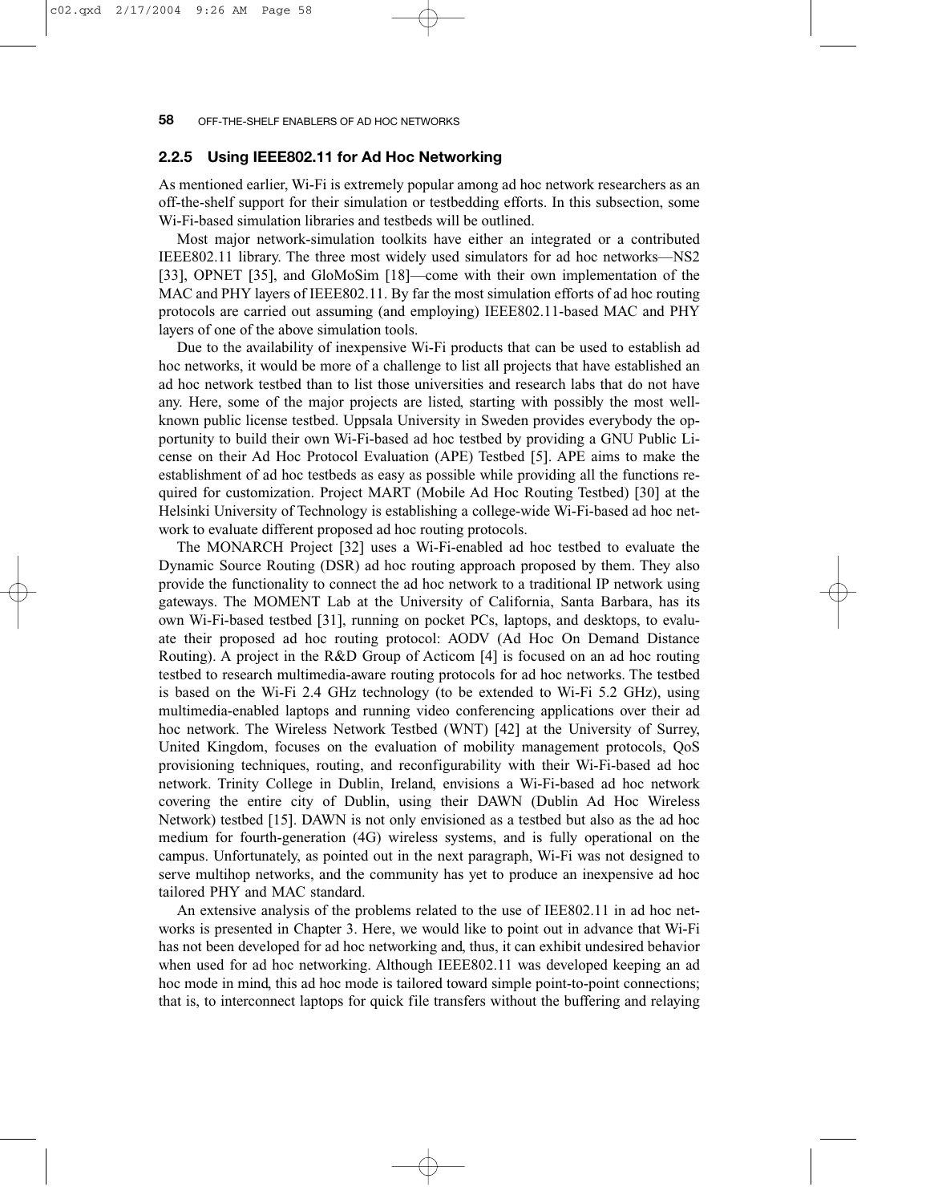### 2.2.5 Using IEEE802.11 for Ad Hoc Networking

As mentioned earlier, Wi-Fi is extremely popular among ad hoc network researchers as an off-the-shelf support for their simulation or testbedding efforts. In this subsection, some Wi-Fi-based simulation libraries and testbeds will be outlined.

Most major network-simulation toolkits have either an integrated or a contributed IEEE802.11 library. The three most widely used simulators for ad hoc networks—NS2 [33], OPNET [35], and GloMoSim [18]—come with their own implementation of the MAC and PHY layers of IEEE802.11. By far the most simulation efforts of ad hoc routing protocols are carried out assuming (and employing) IEEE802.11-based MAC and PHY layers of one of the above simulation tools.

Due to the availability of inexpensive Wi-Fi products that can be used to establish ad hoc networks, it would be more of a challenge to list all projects that have established an ad hoc network testbed than to list those universities and research labs that do not have any. Here, some of the major projects are listed, starting with possibly the most well-known public license testbed. Uppsala University in Sweden provides everybody the opportunity to build their own Wi-Fi-based ad hoc testbed by providing a GNU Public License on their Ad Hoc Protocol Evaluation (APE) Testbed [5]. APE aims to make the establishment of ad hoc testbeds as easy as possible while providing all the functions required for customization. Project MART (Mobile Ad Hoc Routing Testbed) [30] at the Helsinki University of Technology is establishing a college-wide Wi-Fi-based ad hoc network to evaluate different proposed ad hoc routing protocols.

The MONARCH Project [32] uses a Wi-Fi-enabled ad hoc testbed to evaluate the Dynamic Source Routing (DSR) ad hoc routing approach proposed by them. They also provide the functionality to connect the ad hoc network to a traditional IP network using gateways. The MOMENT Lab at the University of California, Santa Barbara, has its own Wi-Fi-based testbed [31], running on pocket PCs, laptops, and desktops, to evaluate their proposed ad hoc routing protocol: AODV (Ad Hoc On Demand Distance Routing). A project in the R&D Group of Acticom [4] is focused on an ad hoc routing testbed to research multimedia-aware routing protocols for ad hoc networks. The testbed is based on the Wi-Fi 2.4 GHz technology (to be extended to Wi-Fi 5.2 GHz), using multimedia-enabled laptops and running video conferencing applications over their ad hoc network. The Wireless Network Testbed (WNT) [42] at the University of Surrey, United Kingdom, focuses on the evaluation of mobility management protocols, QoS provisioning techniques, routing, and reconfigurability with their Wi-Fi-based ad hoc network. Trinity College in Dublin, Ireland, envisions a Wi-Fi-based ad hoc network covering the entire city of Dublin, using their DAWN (Dublin Ad Hoc Wireless Network) testbed [15]. DAWN is not only envisioned as a testbed but also as the ad hoc medium for fourth-generation (4G) wireless systems, and is fully operational on the campus. Unfortunately, as pointed out in the next paragraph, Wi-Fi was not designed to serve multihop networks, and the community has yet to produce an inexpensive ad hoc tailored PHY and MAC standard.

An extensive analysis of the problems related to the use of IEE802.11 in ad hoc networks is presented in Chapter 3. Here, we would like to point out in advance that Wi-Fi has not been developed for ad hoc networking and, thus, it can exhibit undesired behavior when used for ad hoc networking. Although IEEE802.11 was developed keeping an ad hoc mode in mind, this ad hoc mode is tailored toward simple point-to-point connections; that is, to interconnect laptops for quick file transfers without the buffering and relaying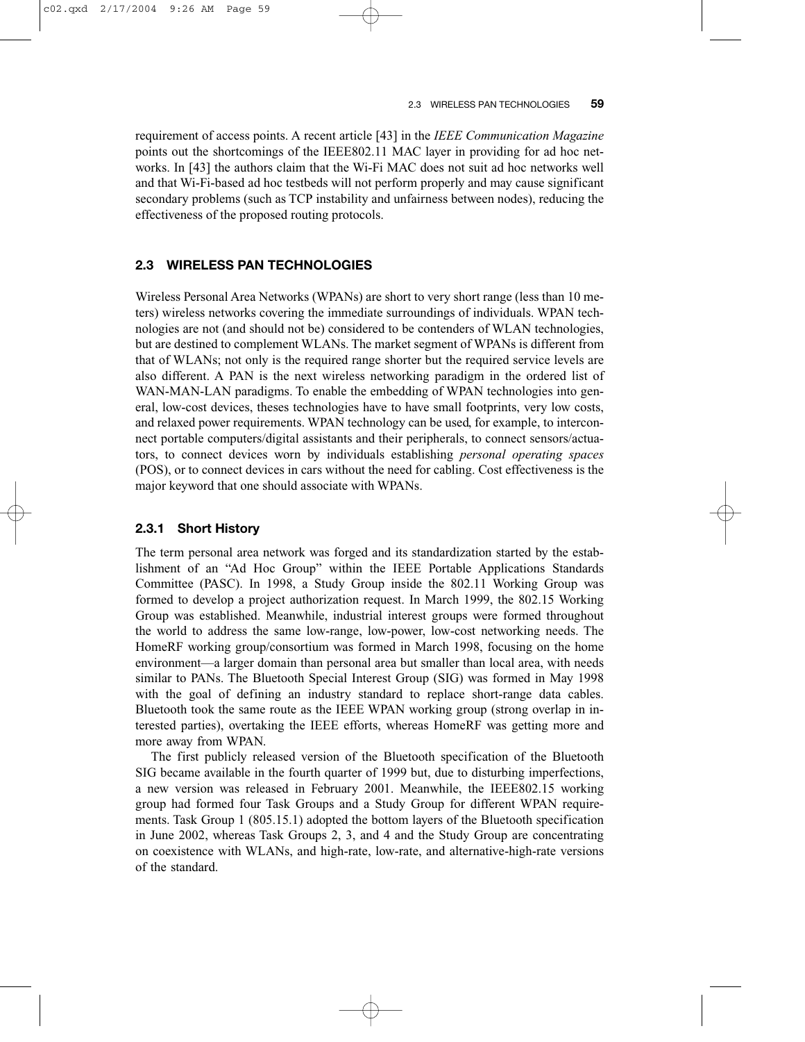requirement of access points. A recent article [43] in the *IEEE Communication Magazine* points out the shortcomings of the IEEE802.11 MAC layer in providing for ad hoc networks. In [43] the authors claim that the Wi-Fi MAC does not suit ad hoc networks well and that Wi-Fi-based ad hoc testbeds will not perform properly and may cause significant secondary problems (such as TCP instability and unfairness between nodes), reducing the effectiveness of the proposed routing protocols.

## 2.3 WIRELESS PAN TECHNOLOGIES

Wireless Personal Area Networks (WPANs) are short to very short range (less than 10 meters) wireless networks covering the immediate surroundings of individuals. WPAN technologies are not (and should not be) considered to be contenders of WLAN technologies, but are destined to complement WLANs. The market segment of WPANs is different from that of WLANs; not only is the required range shorter but the required service levels are also different. A PAN is the next wireless networking paradigm in the ordered list of WAN-MAN-LAN paradigms. To enable the embedding of WPAN technologies into general, low-cost devices, theses technologies have to have small footprints, very low costs, and relaxed power requirements. WPAN technology can be used, for example, to interconnect portable computers/digital assistants and their peripherals, to connect sensors/actuators, to connect devices worn by individuals establishing *personal operating spaces* (POS), or to connect devices in cars without the need for cabling. Cost effectiveness is the major keyword that one should associate with WPANs.

### 2.3.1 Short History

The term personal area network was forged and its standardization started by the establishment of an "Ad Hoc Group" within the IEEE Portable Applications Standards Committee (PASC). In 1998, a Study Group inside the 802.11 Working Group was formed to develop a project authorization request. In March 1999, the 802.15 Working Group was established. Meanwhile, industrial interest groups were formed throughout the world to address the same low-range, low-power, low-cost networking needs. The HomeRF working group/consortium was formed in March 1998, focusing on the home environment—a larger domain than personal area but smaller than local area, with needs similar to PANs. The Bluetooth Special Interest Group (SIG) was formed in May 1998 with the goal of defining an industry standard to replace short-range data cables. Bluetooth took the same route as the IEEE WPAN working group (strong overlap in interested parties), overtaking the IEEE efforts, whereas HomeRF was getting more and more away from WPAN.

The first publicly released version of the Bluetooth specification of the Bluetooth SIG became available in the fourth quarter of 1999 but, due to disturbing imperfections, a new version was released in February 2001. Meanwhile, the IEEE802.15 working group had formed four Task Groups and a Study Group for different WPAN requirements. Task Group 1 (805.15.1) adopted the bottom layers of the Bluetooth specification in June 2002, whereas Task Groups 2, 3, and 4 and the Study Group are concentrating on coexistence with WLANs, and high-rate, low-rate, and alternative-high-rate versions of the standard.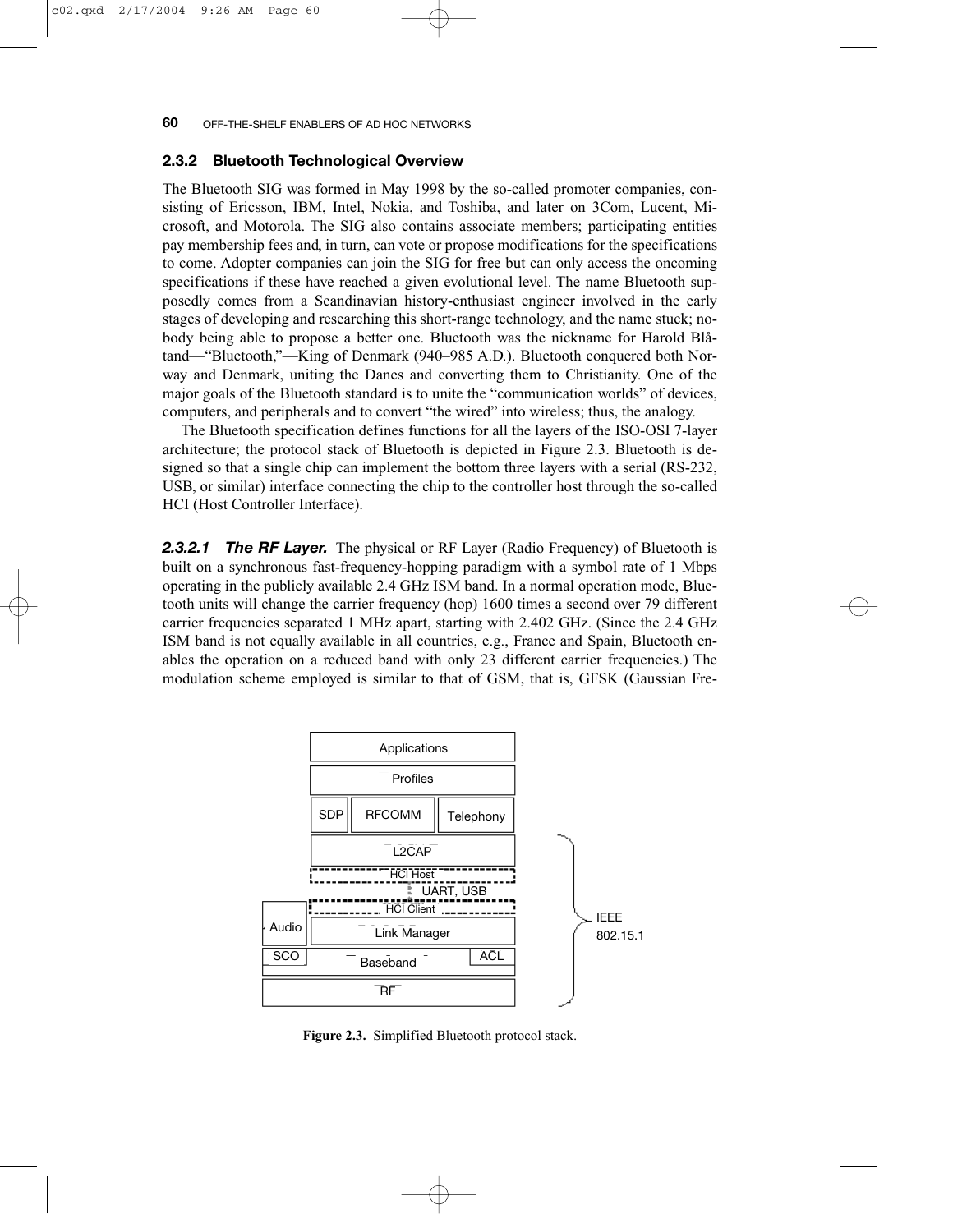### 2.3.2 Bluetooth Technological Overview

The Bluetooth SIG was formed in May 1998 by the so-called promoter companies, consisting of Ericsson, IBM, Intel, Nokia, and Toshiba, and later on 3Com, Lucent, Microsoft, and Motorola. The SIG also contains associate members; participating entities pay membership fees and, in turn, can vote or propose modifications for the specifications to come. Adopter companies can join the SIG for free but can only access the oncoming specifications if these have reached a given evolutional level. The name Bluetooth supposedly comes from a Scandinavian history-enthusiast engineer involved in the early stages of developing and researching this short-range technology, and the name stuck; nobody being able to propose a better one. Bluetooth was the nickname for Harold Blåtand—"Bluetooth,"—King of Denmark (940–985 A.D.). Bluetooth conquered both Norway and Denmark, uniting the Danes and converting them to Christianity. One of the major goals of the Bluetooth standard is to unite the "communication worlds" of devices, computers, and peripherals and to convert "the wired" into wireless; thus, the analogy.

The Bluetooth specification defines functions for all the layers of the ISO-OSI 7-layer architecture; the protocol stack of Bluetooth is depicted in Figure 2.3. Bluetooth is designed so that a single chip can implement the bottom three layers with a serial (RS-232, USB, or similar) interface connecting the chip to the controller host through the so-called HCI (Host Controller Interface).

***2.3.2.1 The RF Layer.*** The physical or RF Layer (Radio Frequency) of Bluetooth is built on a synchronous fast-frequency-hopping paradigm with a symbol rate of 1 Mbps operating in the publicly available 2.4 GHz ISM band. In a normal operation mode, Bluetooth units will change the carrier frequency (hop) 1600 times a second over 79 different carrier frequencies separated 1 MHz apart, starting with 2.402 GHz. (Since the 2.4 GHz ISM band is not equally available in all countries, e.g., France and Spain, Bluetooth enables the operation on a reduced band with only 23 different carrier frequencies.) The modulation scheme employed is similar to that of GSM, that is, GFSK (Gaussian Fre-

Applications | Profiles | SDP | RFCOMM | Telephony | L2CAP | HCI Host | UART, USB | HCI Client | Audio | Link Manager | SCO | Baseband | ACL | RF | IEEE 802.15.1

**Figure 2.3.** Simplified Bluetooth protocol stack.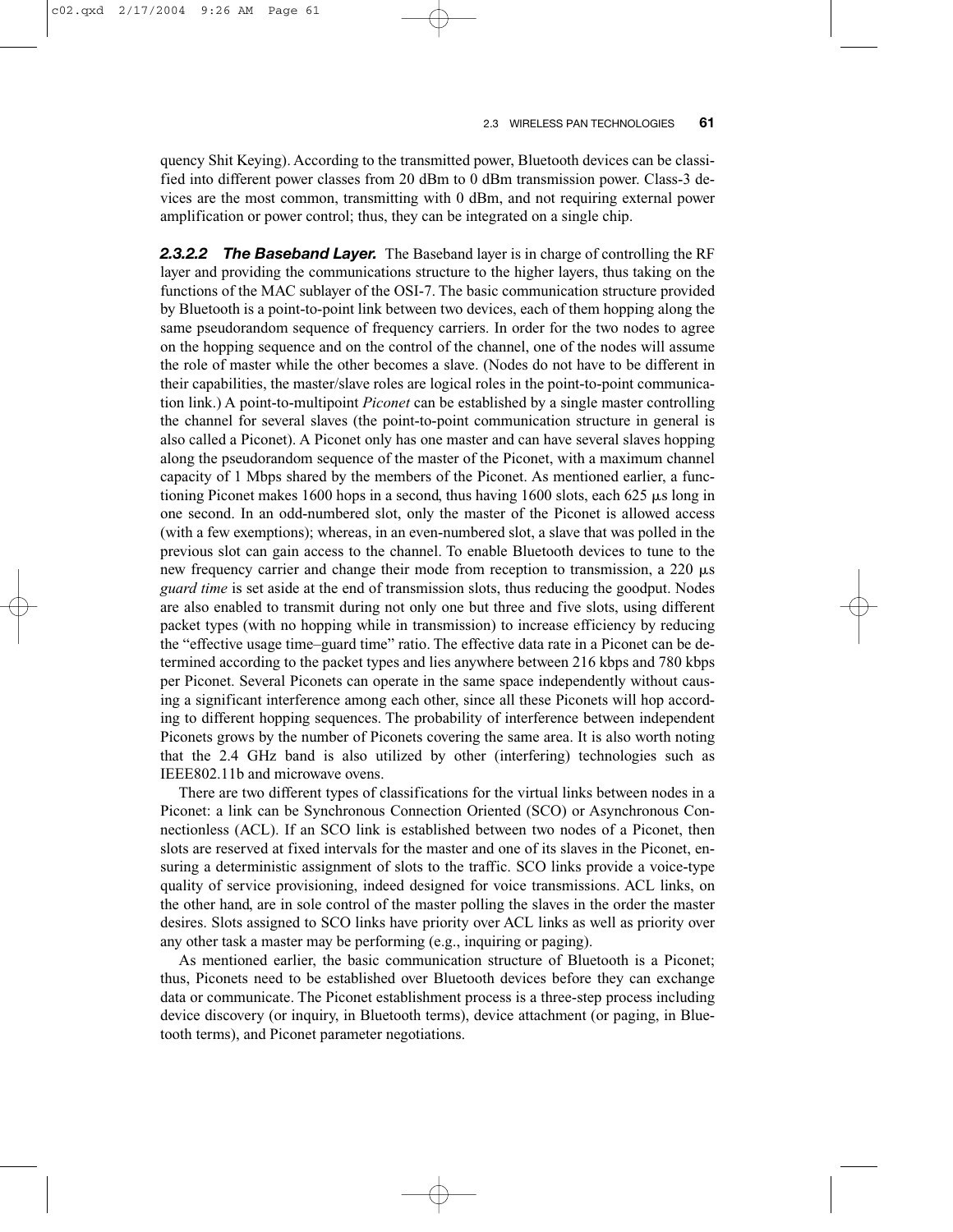quency Shit Keying). According to the transmitted power, Bluetooth devices can be classified into different power classes from 20 dBm to 0 dBm transmission power. Class-3 devices are the most common, transmitting with 0 dBm, and not requiring external power amplification or power control; thus, they can be integrated on a single chip.

#### *2.3.2.2 The Baseband Layer.*

The Baseband layer is in charge of controlling the RF layer and providing the communications structure to the higher layers, thus taking on the functions of the MAC sublayer of the OSI-7. The basic communication structure provided by Bluetooth is a point-to-point link between two devices, each of them hopping along the same pseudorandom sequence of frequency carriers. In order for the two nodes to agree on the hopping sequence and on the control of the channel, one of the nodes will assume the role of master while the other becomes a slave. (Nodes do not have to be different in their capabilities, the master/slave roles are logical roles in the point-to-point communication link.) A point-to-multipoint *Piconet* can be established by a single master controlling the channel for several slaves (the point-to-point communication structure in general is also called a Piconet). A Piconet only has one master and can have several slaves hopping along the pseudorandom sequence of the master of the Piconet, with a maximum channel capacity of 1 Mbps shared by the members of the Piconet. As mentioned earlier, a functioning Piconet makes 1600 hops in a second, thus having 1600 slots, each 625 μs long in one second. In an odd-numbered slot, only the master of the Piconet is allowed access (with a few exemptions); whereas, in an even-numbered slot, a slave that was polled in the previous slot can gain access to the channel. To enable Bluetooth devices to tune to the new frequency carrier and change their mode from reception to transmission, a 220 μs *guard time* is set aside at the end of transmission slots, thus reducing the goodput. Nodes are also enabled to transmit during not only one but three and five slots, using different packet types (with no hopping while in transmission) to increase efficiency by reducing the "effective usage time–guard time" ratio. The effective data rate in a Piconet can be determined according to the packet types and lies anywhere between 216 kbps and 780 kbps per Piconet. Several Piconets can operate in the same space independently without causing a significant interference among each other, since all these Piconets will hop according to different hopping sequences. The probability of interference between independent Piconets grows by the number of Piconets covering the same area. It is also worth noting that the 2.4 GHz band is also utilized by other (interfering) technologies such as IEEE802.11b and microwave ovens.

There are two different types of classifications for the virtual links between nodes in a Piconet: a link can be Synchronous Connection Oriented (SCO) or Asynchronous Connectionless (ACL). If an SCO link is established between two nodes of a Piconet, then slots are reserved at fixed intervals for the master and one of its slaves in the Piconet, ensuring a deterministic assignment of slots to the traffic. SCO links provide a voice-type quality of service provisioning, indeed designed for voice transmissions. ACL links, on the other hand, are in sole control of the master polling the slaves in the order the master desires. Slots assigned to SCO links have priority over ACL links as well as priority over any other task a master may be performing (e.g., inquiring or paging).

As mentioned earlier, the basic communication structure of Bluetooth is a Piconet; thus, Piconets need to be established over Bluetooth devices before they can exchange data or communicate. The Piconet establishment process is a three-step process including device discovery (or inquiry, in Bluetooth terms), device attachment (or paging, in Bluetooth terms), and Piconet parameter negotiations.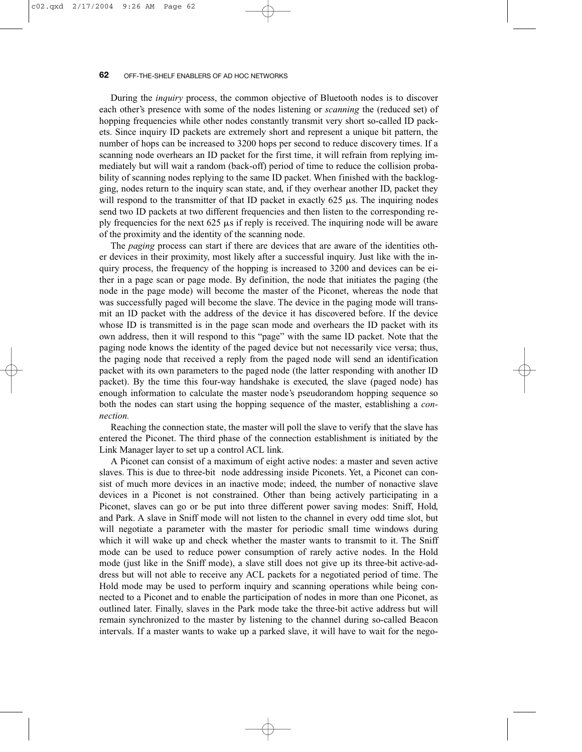During the *inquiry* process, the common objective of Bluetooth nodes is to discover each other's presence with some of the nodes listening or *scanning* the (reduced set) of hopping frequencies while other nodes constantly transmit very short so-called ID packets. Since inquiry ID packets are extremely short and represent a unique bit pattern, the number of hops can be increased to 3200 hops per second to reduce discovery times. If a scanning node overhears an ID packet for the first time, it will refrain from replying immediately but will wait a random (back-off) period of time to reduce the collision probability of scanning nodes replying to the same ID packet. When finished with the backlogging, nodes return to the inquiry scan state, and, if they overhear another ID, packet they will respond to the transmitter of that ID packet in exactly 625 μs. The inquiring nodes send two ID packets at two different frequencies and then listen to the corresponding reply frequencies for the next 625 μs if reply is received. The inquiring node will be aware of the proximity and the identity of the scanning node.

The *paging* process can start if there are devices that are aware of the identities other devices in their proximity, most likely after a successful inquiry. Just like with the inquiry process, the frequency of the hopping is increased to 3200 and devices can be either in a page scan or page mode. By definition, the node that initiates the paging (the node in the page mode) will become the master of the Piconet, whereas the node that was successfully paged will become the slave. The device in the paging mode will transmit an ID packet with the address of the device it has discovered before. If the device whose ID is transmitted is in the page scan mode and overhears the ID packet with its own address, then it will respond to this "page" with the same ID packet. Note that the paging node knows the identity of the paged device but not necessarily vice versa; thus, the paging node that received a reply from the paged node will send an identification packet with its own parameters to the paged node (the latter responding with another ID packet). By the time this four-way handshake is executed, the slave (paged node) has enough information to calculate the master node's pseudorandom hopping sequence so both the nodes can start using the hopping sequence of the master, establishing a *connection.*

Reaching the connection state, the master will poll the slave to verify that the slave has entered the Piconet. The third phase of the connection establishment is initiated by the Link Manager layer to set up a control ACL link.

A Piconet can consist of a maximum of eight active nodes: a master and seven active slaves. This is due to three-bit node addressing inside Piconets. Yet, a Piconet can consist of much more devices in an inactive mode; indeed, the number of nonactive slave devices in a Piconet is not constrained. Other than being actively participating in a Piconet, slaves can go or be put into three different power saving modes: Sniff, Hold, and Park. A slave in Sniff mode will not listen to the channel in every odd time slot, but will negotiate a parameter with the master for periodic small time windows during which it will wake up and check whether the master wants to transmit to it. The Sniff mode can be used to reduce power consumption of rarely active nodes. In the Hold mode (just like in the Sniff mode), a slave still does not give up its three-bit active-address but will not able to receive any ACL packets for a negotiated period of time. The Hold mode may be used to perform inquiry and scanning operations while being connected to a Piconet and to enable the participation of nodes in more than one Piconet, as outlined later. Finally, slaves in the Park mode take the three-bit active address but will remain synchronized to the master by listening to the channel during so-called Beacon intervals. If a master wants to wake up a parked slave, it will have to wait for the nego-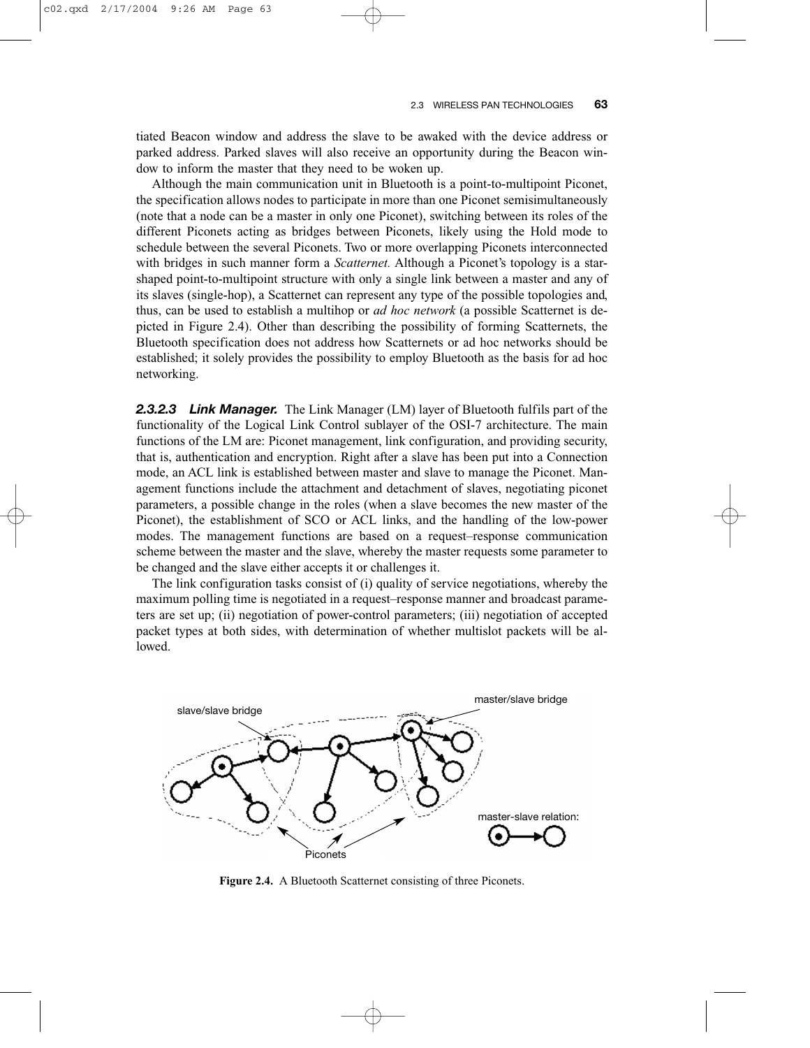tiated Beacon window and address the slave to be awaked with the device address or parked address. Parked slaves will also receive an opportunity during the Beacon window to inform the master that they need to be woken up.

Although the main communication unit in Bluetooth is a point-to-multipoint Piconet, the specification allows nodes to participate in more than one Piconet semisimultaneously (note that a node can be a master in only one Piconet), switching between its roles of the different Piconets acting as bridges between Piconets, likely using the Hold mode to schedule between the several Piconets. Two or more overlapping Piconets interconnected with bridges in such manner form a *Scatternet.* Although a Piconet's topology is a star-shaped point-to-multipoint structure with only a single link between a master and any of its slaves (single-hop), a Scatternet can represent any type of the possible topologies and, thus, can be used to establish a multihop or *ad hoc network* (a possible Scatternet is depicted in Figure 2.4). Other than describing the possibility of forming Scatternets, the Bluetooth specification does not address how Scatternets or ad hoc networks should be established; it solely provides the possibility to employ Bluetooth as the basis for ad hoc networking.

***2.3.2.3 Link Manager.*** The Link Manager (LM) layer of Bluetooth fulfils part of the functionality of the Logical Link Control sublayer of the OSI-7 architecture. The main functions of the LM are: Piconet management, link configuration, and providing security, that is, authentication and encryption. Right after a slave has been put into a Connection mode, an ACL link is established between master and slave to manage the Piconet. Management functions include the attachment and detachment of slaves, negotiating piconet parameters, a possible change in the roles (when a slave becomes the new master of the Piconet), the establishment of SCO or ACL links, and the handling of the low-power modes. The management functions are based on a request–response communication scheme between the master and the slave, whereby the master requests some parameter to be changed and the slave either accepts it or challenges it.

The link configuration tasks consist of (i) quality of service negotiations, whereby the maximum polling time is negotiated in a request–response manner and broadcast parameters are set up; (ii) negotiation of power-control parameters; (iii) negotiation of accepted packet types at both sides, with determination of whether multislot packets will be allowed.

slave/slave bridge

master/slave bridge

master-slave relation:

Piconets

**Figure 2.4.** A Bluetooth Scatternet consisting of three Piconets.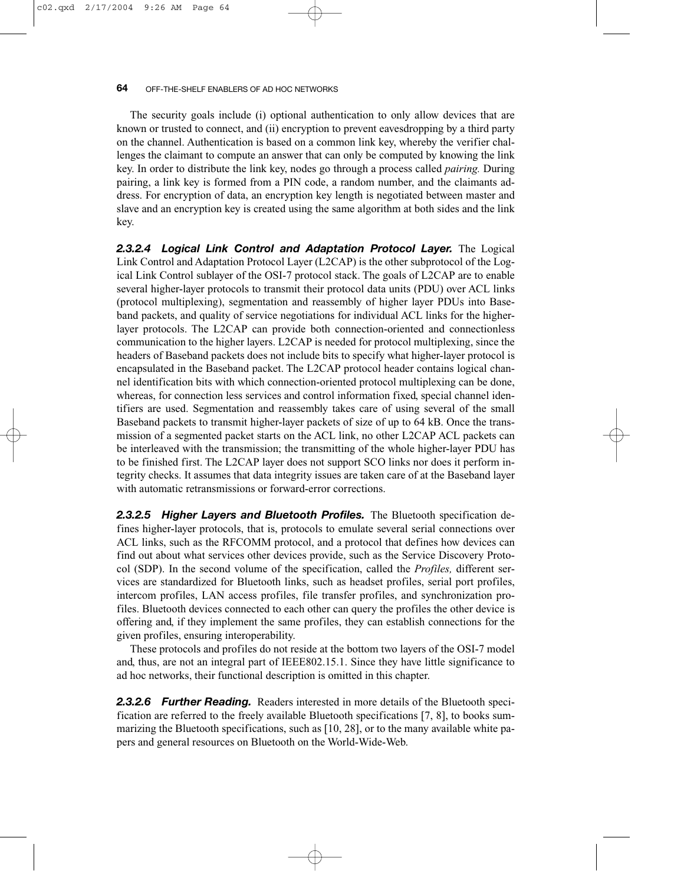The security goals include (i) optional authentication to only allow devices that are known or trusted to connect, and (ii) encryption to prevent eavesdropping by a third party on the channel. Authentication is based on a common link key, whereby the verifier challenges the claimant to compute an answer that can only be computed by knowing the link key. In order to distribute the link key, nodes go through a process called *pairing.* During pairing, a link key is formed from a PIN code, a random number, and the claimants address. For encryption of data, an encryption key length is negotiated between master and slave and an encryption key is created using the same algorithm at both sides and the link key.

***2.3.2.4 Logical Link Control and Adaptation Protocol Layer.*** The Logical Link Control and Adaptation Protocol Layer (L2CAP) is the other subprotocol of the Logical Link Control sublayer of the OSI-7 protocol stack. The goals of L2CAP are to enable several higher-layer protocols to transmit their protocol data units (PDU) over ACL links (protocol multiplexing), segmentation and reassembly of higher layer PDUs into Baseband packets, and quality of service negotiations for individual ACL links for the higher-layer protocols. The L2CAP can provide both connection-oriented and connectionless communication to the higher layers. L2CAP is needed for protocol multiplexing, since the headers of Baseband packets does not include bits to specify what higher-layer protocol is encapsulated in the Baseband packet. The L2CAP protocol header contains logical channel identification bits with which connection-oriented protocol multiplexing can be done, whereas, for connection less services and control information fixed, special channel identifiers are used. Segmentation and reassembly takes care of using several of the small Baseband packets to transmit higher-layer packets of size of up to 64 kB. Once the transmission of a segmented packet starts on the ACL link, no other L2CAP ACL packets can be interleaved with the transmission; the transmitting of the whole higher-layer PDU has to be finished first. The L2CAP layer does not support SCO links nor does it perform integrity checks. It assumes that data integrity issues are taken care of at the Baseband layer with automatic retransmissions or forward-error corrections.

***2.3.2.5 Higher Layers and Bluetooth Profiles.*** The Bluetooth specification defines higher-layer protocols, that is, protocols to emulate several serial connections over ACL links, such as the RFCOMM protocol, and a protocol that defines how devices can find out about what services other devices provide, such as the Service Discovery Protocol (SDP). In the second volume of the specification, called the *Profiles,* different services are standardized for Bluetooth links, such as headset profiles, serial port profiles, intercom profiles, LAN access profiles, file transfer profiles, and synchronization profiles. Bluetooth devices connected to each other can query the profiles the other device is offering and, if they implement the same profiles, they can establish connections for the given profiles, ensuring interoperability.

These protocols and profiles do not reside at the bottom two layers of the OSI-7 model and, thus, are not an integral part of IEEE802.15.1. Since they have little significance to ad hoc networks, their functional description is omitted in this chapter.

***2.3.2.6 Further Reading.*** Readers interested in more details of the Bluetooth specification are referred to the freely available Bluetooth specifications [7, 8], to books summarizing the Bluetooth specifications, such as [10, 28], or to the many available white papers and general resources on Bluetooth on the World-Wide-Web.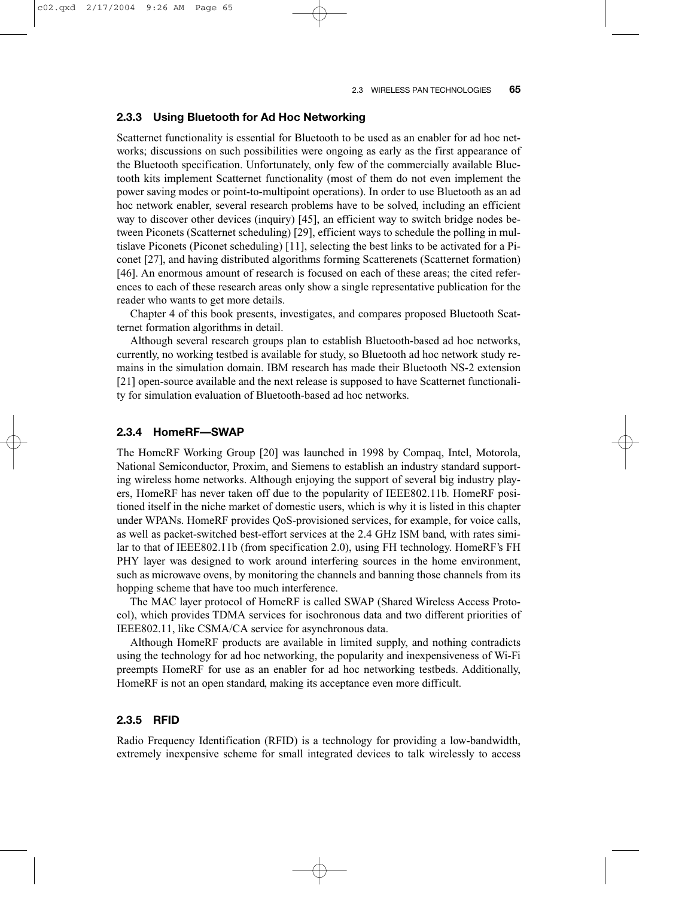### 2.3.3 Using Bluetooth for Ad Hoc Networking

Scatternet functionality is essential for Bluetooth to be used as an enabler for ad hoc networks; discussions on such possibilities were ongoing as early as the first appearance of the Bluetooth specification. Unfortunately, only few of the commercially available Bluetooth kits implement Scatternet functionality (most of them do not even implement the power saving modes or point-to-multipoint operations). In order to use Bluetooth as an ad hoc network enabler, several research problems have to be solved, including an efficient way to discover other devices (inquiry) [45], an efficient way to switch bridge nodes between Piconets (Scatternet scheduling) [29], efficient ways to schedule the polling in multislave Piconets (Piconet scheduling) [11], selecting the best links to be activated for a Piconet [27], and having distributed algorithms forming Scatterenets (Scatternet formation) [46]. An enormous amount of research is focused on each of these areas; the cited references to each of these research areas only show a single representative publication for the reader who wants to get more details.

Chapter 4 of this book presents, investigates, and compares proposed Bluetooth Scatternet formation algorithms in detail.

Although several research groups plan to establish Bluetooth-based ad hoc networks, currently, no working testbed is available for study, so Bluetooth ad hoc network study remains in the simulation domain. IBM research has made their Bluetooth NS-2 extension [21] open-source available and the next release is supposed to have Scatternet functionality for simulation evaluation of Bluetooth-based ad hoc networks.

### 2.3.4 HomeRF—SWAP

The HomeRF Working Group [20] was launched in 1998 by Compaq, Intel, Motorola, National Semiconductor, Proxim, and Siemens to establish an industry standard supporting wireless home networks. Although enjoying the support of several big industry players, HomeRF has never taken off due to the popularity of IEEE802.11b. HomeRF positioned itself in the niche market of domestic users, which is why it is listed in this chapter under WPANs. HomeRF provides QoS-provisioned services, for example, for voice calls, as well as packet-switched best-effort services at the 2.4 GHz ISM band, with rates similar to that of IEEE802.11b (from specification 2.0), using FH technology. HomeRF's FH PHY layer was designed to work around interfering sources in the home environment, such as microwave ovens, by monitoring the channels and banning those channels from its hopping scheme that have too much interference.

The MAC layer protocol of HomeRF is called SWAP (Shared Wireless Access Protocol), which provides TDMA services for isochronous data and two different priorities of IEEE802.11, like CSMA/CA service for asynchronous data.

Although HomeRF products are available in limited supply, and nothing contradicts using the technology for ad hoc networking, the popularity and inexpensiveness of Wi-Fi preempts HomeRF for use as an enabler for ad hoc networking testbeds. Additionally, HomeRF is not an open standard, making its acceptance even more difficult.

### 2.3.5 RFID

Radio Frequency Identification (RFID) is a technology for providing a low-bandwidth, extremely inexpensive scheme for small integrated devices to talk wirelessly to access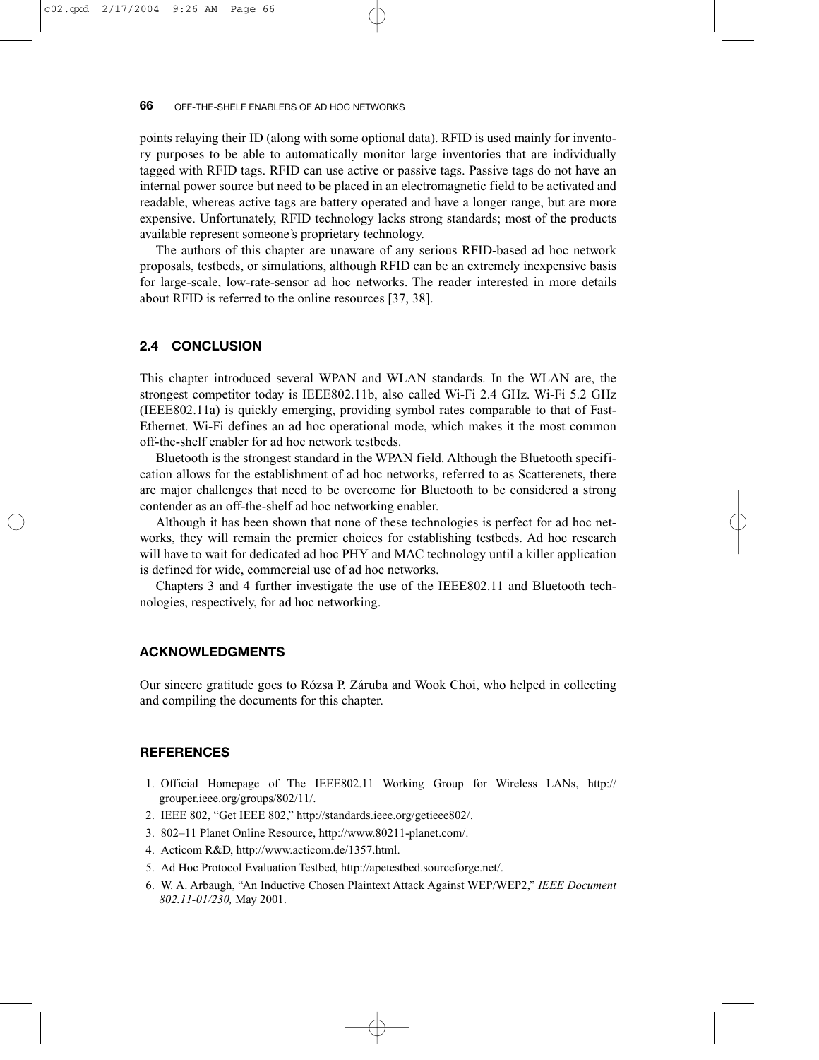points relaying their ID (along with some optional data). RFID is used mainly for inventory purposes to be able to automatically monitor large inventories that are individually tagged with RFID tags. RFID can use active or passive tags. Passive tags do not have an internal power source but need to be placed in an electromagnetic field to be activated and readable, whereas active tags are battery operated and have a longer range, but are more expensive. Unfortunately, RFID technology lacks strong standards; most of the products available represent someone's proprietary technology.

The authors of this chapter are unaware of any serious RFID-based ad hoc network proposals, testbeds, or simulations, although RFID can be an extremely inexpensive basis for large-scale, low-rate-sensor ad hoc networks. The reader interested in more details about RFID is referred to the online resources [37, 38].

## 2.4 CONCLUSION

This chapter introduced several WPAN and WLAN standards. In the WLAN are, the strongest competitor today is IEEE802.11b, also called Wi-Fi 2.4 GHz. Wi-Fi 5.2 GHz (IEEE802.11a) is quickly emerging, providing symbol rates comparable to that of Fast-Ethernet. Wi-Fi defines an ad hoc operational mode, which makes it the most common off-the-shelf enabler for ad hoc network testbeds.

Bluetooth is the strongest standard in the WPAN field. Although the Bluetooth specification allows for the establishment of ad hoc networks, referred to as Scatterenets, there are major challenges that need to be overcome for Bluetooth to be considered a strong contender as an off-the-shelf ad hoc networking enabler.

Although it has been shown that none of these technologies is perfect for ad hoc networks, they will remain the premier choices for establishing testbeds. Ad hoc research will have to wait for dedicated ad hoc PHY and MAC technology until a killer application is defined for wide, commercial use of ad hoc networks.

Chapters 3 and 4 further investigate the use of the IEEE802.11 and Bluetooth technologies, respectively, for ad hoc networking.

## ACKNOWLEDGMENTS

Our sincere gratitude goes to Rózsa P. Záruba and Wook Choi, who helped in collecting and compiling the documents for this chapter.

## REFERENCES

1. Official Homepage of The IEEE802.11 Working Group for Wireless LANs, http://grouper.ieee.org/groups/802/11/.
2. IEEE 802, "Get IEEE 802," http://standards.ieee.org/getieee802/.
3. 802–11 Planet Online Resource, http://www.80211-planet.com/.
4. Acticom R&D, http://www.acticom.de/1357.html.
5. Ad Hoc Protocol Evaluation Testbed, http://apetestbed.sourceforge.net/.
6. W. A. Arbaugh, "An Inductive Chosen Plaintext Attack Against WEP/WEP2," *IEEE Document 802.11-01/230,* May 2001.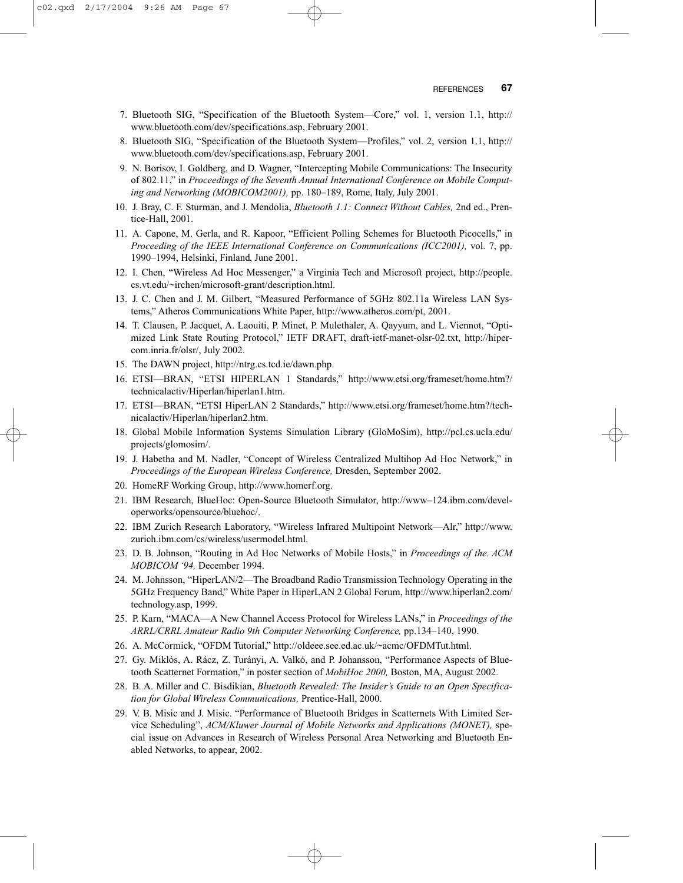7. Bluetooth SIG, "Specification of the Bluetooth System—Core," vol. 1, version 1.1, http://www.bluetooth.com/dev/specifications.asp, February 2001.
8. Bluetooth SIG, "Specification of the Bluetooth System—Profiles," vol. 2, version 1.1, http://www.bluetooth.com/dev/specifications.asp, February 2001.
9. N. Borisov, I. Goldberg, and D. Wagner, "Intercepting Mobile Communications: The Insecurity of 802.11," in *Proceedings of the Seventh Annual International Conference on Mobile Computing and Networking (MOBICOM2001),* pp. 180–189, Rome, Italy, July 2001.
10. J. Bray, C. F. Sturman, and J. Mendolia, *Bluetooth 1.1: Connect Without Cables,* 2nd ed., Prentice-Hall, 2001.
11. A. Capone, M. Gerla, and R. Kapoor, "Efficient Polling Schemes for Bluetooth Picocells," in *Proceeding of the IEEE International Conference on Communications (ICC2001),* vol. 7, pp. 1990–1994, Helsinki, Finland, June 2001.
12. I. Chen, "Wireless Ad Hoc Messenger," a Virginia Tech and Microsoft project, http://people.cs.vt.edu/~irchen/microsoft-grant/description.html.
13. J. C. Chen and J. M. Gilbert, "Measured Performance of 5GHz 802.11a Wireless LAN Systems," Atheros Communications White Paper, http://www.atheros.com/pt, 2001.
14. T. Clausen, P. Jacquet, A. Laouiti, P. Minet, P. Mulethaler, A. Qayyum, and L. Viennot, "Optimized Link State Routing Protocol," IETF DRAFT, draft-ietf-manet-olsr-02.txt, http://hipercom.inria.fr/olsr/, July 2002.
15. The DAWN project, http://ntrg.cs.tcd.ie/dawn.php.
16. ETSI—BRAN, "ETSI HIPERLAN 1 Standards," http://www.etsi.org/frameset/home.htm?/technicalactiv/Hiperlan/hiperlan1.htm.
17. ETSI—BRAN, "ETSI HiperLAN 2 Standards," http://www.etsi.org/frameset/home.htm?/technicalactiv/Hiperlan/hiperlan2.htm.
18. Global Mobile Information Systems Simulation Library (GloMoSim), http://pcl.cs.ucla.edu/projects/glomosim/.
19. J. Habetha and M. Nadler, "Concept of Wireless Centralized Multihop Ad Hoc Network," in *Proceedings of the European Wireless Conference,* Dresden, September 2002.
20. HomeRF Working Group, http://www.homerf.org.
21. IBM Research, BlueHoc: Open-Source Bluetooth Simulator, http://www–124.ibm.com/developerworks/opensource/bluehoc/.
22. IBM Zurich Research Laboratory, "Wireless Infrared Multipoint Network—Alr," http://www.zurich.ibm.com/cs/wireless/usermodel.html.
23. D. B. Johnson, "Routing in Ad Hoc Networks of Mobile Hosts," in *Proceedings of the. ACM MOBICOM '94,* December 1994.
24. M. Johnsson, "HiperLAN/2—The Broadband Radio Transmission Technology Operating in the 5GHz Frequency Band," White Paper in HiperLAN 2 Global Forum, http://www.hiperlan2.com/technology.asp, 1999.
25. P. Karn, "MACA—A New Channel Access Protocol for Wireless LANs," in *Proceedings of the ARRL/CRRL Amateur Radio 9th Computer Networking Conference,* pp.134–140, 1990.
26. A. McCormick, "OFDM Tutorial," http://oldeee.see.ed.ac.uk/~acmc/OFDMTut.html.
27. Gy. Miklós, A. Rácz, Z. Turányi, A. Valkó, and P. Johansson, "Performance Aspects of Bluetooth Scatternet Formation," in poster section of *MobiHoc 2000,* Boston, MA, August 2002.
28. B. A. Miller and C. Bisdikian, *Bluetooth Revealed: The Insider's Guide to an Open Specification for Global Wireless Communications,* Prentice-Hall, 2000.
29. V. B. Misic and J. Misic. "Performance of Bluetooth Bridges in Scatternets With Limited Service Scheduling", *ACM/Kluwer Journal of Mobile Networks and Applications (MONET),* special issue on Advances in Research of Wireless Personal Area Networking and Bluetooth Enabled Networks, to appear, 2002.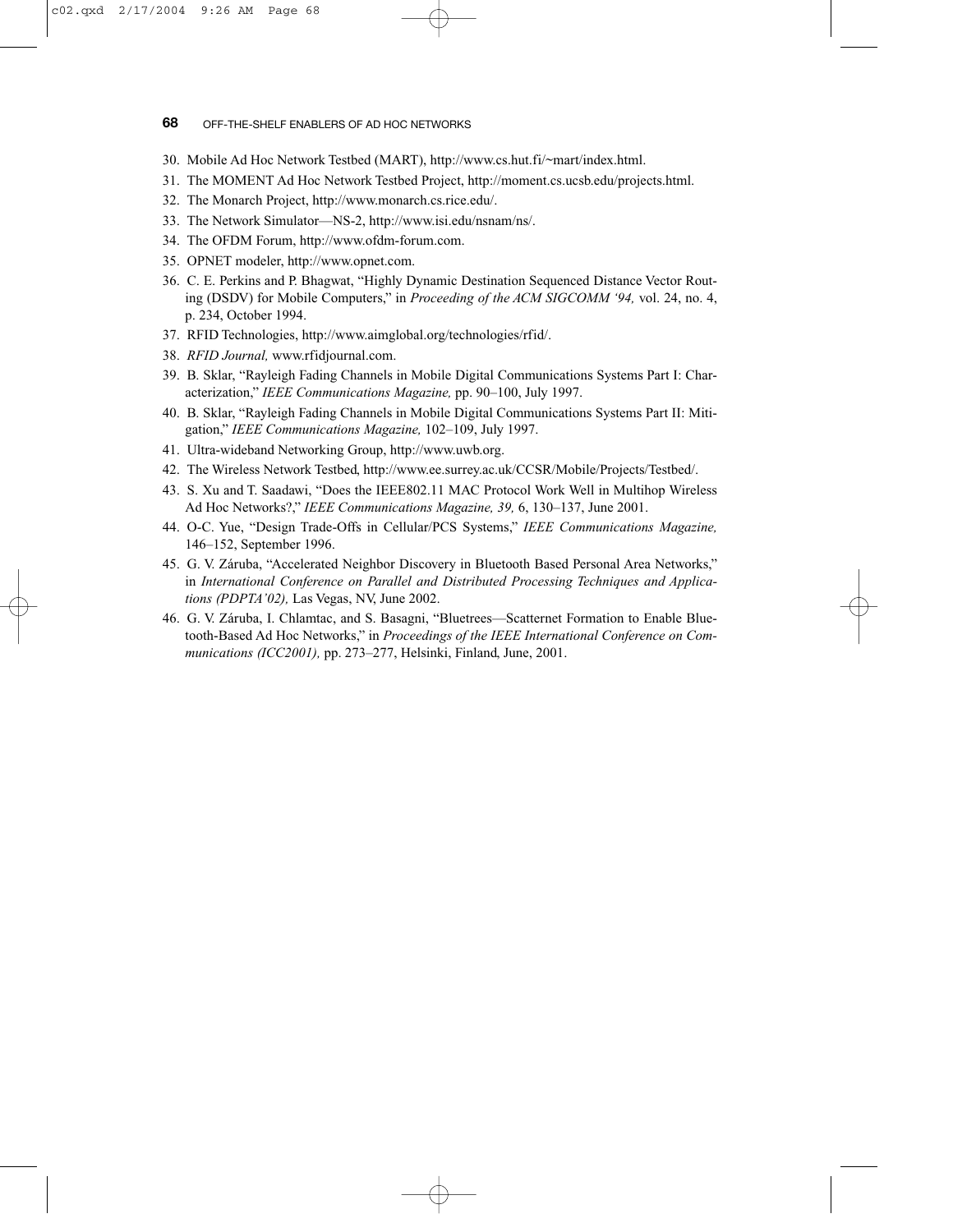30. Mobile Ad Hoc Network Testbed (MART), http://www.cs.hut.fi/~mart/index.html.
31. The MOMENT Ad Hoc Network Testbed Project, http://moment.cs.ucsb.edu/projects.html.
32. The Monarch Project, http://www.monarch.cs.rice.edu/.
33. The Network Simulator—NS-2, http://www.isi.edu/nsnam/ns/.
34. The OFDM Forum, http://www.ofdm-forum.com.
35. OPNET modeler, http://www.opnet.com.
36. C. E. Perkins and P. Bhagwat, "Highly Dynamic Destination Sequenced Distance Vector Routing (DSDV) for Mobile Computers," in *Proceeding of the ACM SIGCOMM '94,* vol. 24, no. 4, p. 234, October 1994.
37. RFID Technologies, http://www.aimglobal.org/technologies/rfid/.
38. *RFID Journal,* www.rfidjournal.com.
39. B. Sklar, "Rayleigh Fading Channels in Mobile Digital Communications Systems Part I: Characterization," *IEEE Communications Magazine,* pp. 90–100, July 1997.
40. B. Sklar, "Rayleigh Fading Channels in Mobile Digital Communications Systems Part II: Mitigation," *IEEE Communications Magazine,* 102–109, July 1997.
41. Ultra-wideband Networking Group, http://www.uwb.org.
42. The Wireless Network Testbed, http://www.ee.surrey.ac.uk/CCSR/Mobile/Projects/Testbed/.
43. S. Xu and T. Saadawi, "Does the IEEE802.11 MAC Protocol Work Well in Multihop Wireless Ad Hoc Networks?," *IEEE Communications Magazine, 39,* 6, 130–137, June 2001.
44. O-C. Yue, "Design Trade-Offs in Cellular/PCS Systems," *IEEE Communications Magazine,* 146–152, September 1996.
45. G. V. Záruba, "Accelerated Neighbor Discovery in Bluetooth Based Personal Area Networks," in *International Conference on Parallel and Distributed Processing Techniques and Applications (PDPTA'02),* Las Vegas, NV, June 2002.
46. G. V. Záruba, I. Chlamtac, and S. Basagni, "Bluetrees—Scatternet Formation to Enable Bluetooth-Based Ad Hoc Networks," in *Proceedings of the IEEE International Conference on Communications (ICC2001),* pp. 273–277, Helsinki, Finland, June, 2001.